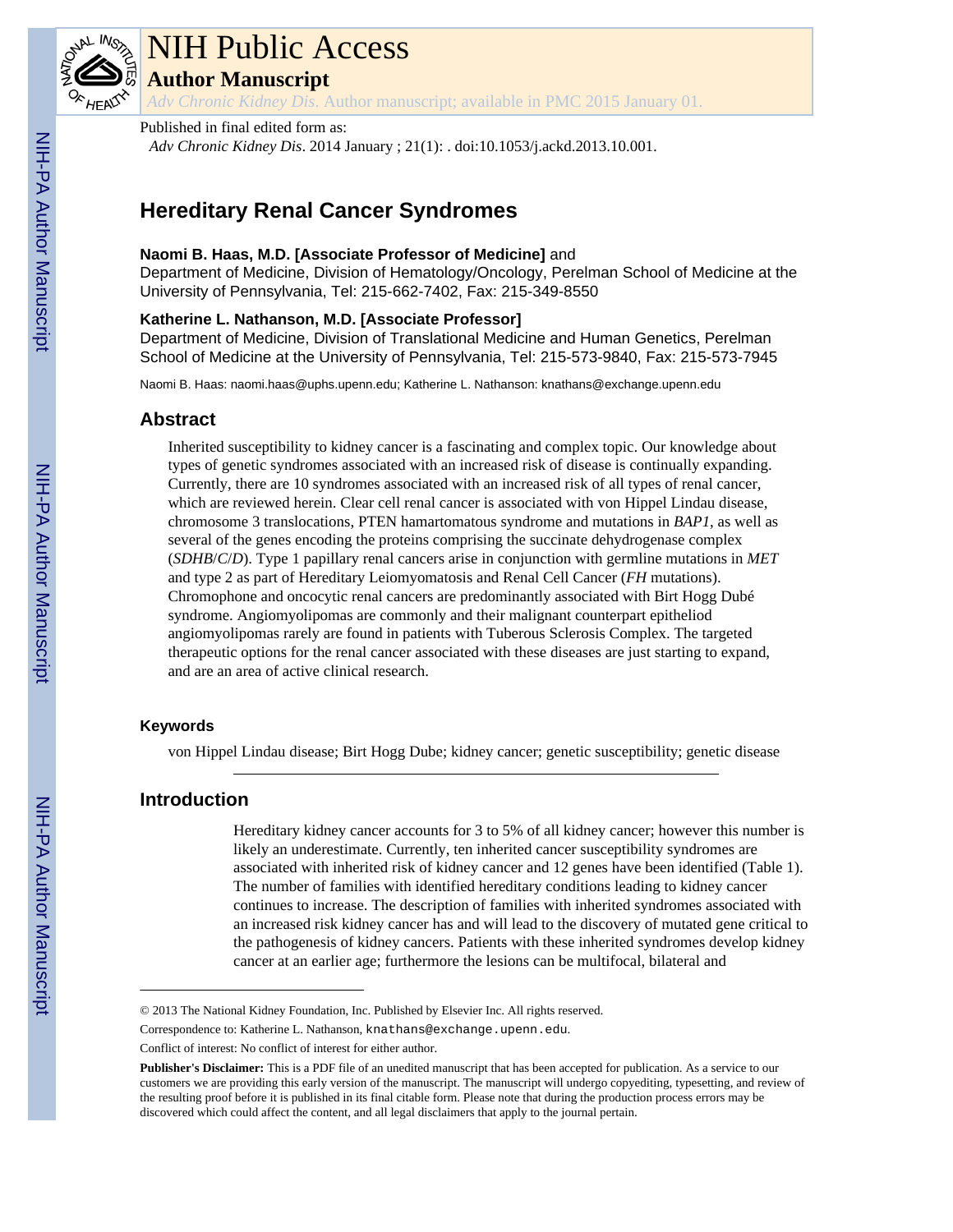# NIH Public Access

## Author Manuscript

*Adv Chronic Kidney Dis*. Author manuscript; available in PMC 2015 January 01.

Published in final edited form as:

*Adv Chronic Kidney Dis*. 2014 January ; 21(1): . doi:10.1053/j.ackd.2013.10.001.

# Hereditary Renal Cancer Syndromes

**Naomi B. Haas, M.D. [Associate Professor of Medicine]** and

Department of Medicine, Division of Hematology/Oncology, Perelman School of Medicine at the University of Pennsylvania, Tel: 215-662-7402, Fax: 215-349-8550

**Katherine L. Nathanson, M.D. [Associate Professor]**

Department of Medicine, Division of Translational Medicine and Human Genetics, Perelman School of Medicine at the University of Pennsylvania, Tel: 215-573-9840, Fax: 215-573-7945

Naomi B. Haas: naomi.haas@uphs.upenn.edu; Katherine L. Nathanson: knathans@exchange.upenn.edu

## Abstract

Inherited susceptibility to kidney cancer is a fascinating and complex topic. Our knowledge about types of genetic syndromes associated with an increased risk of disease is continually expanding. Currently, there are 10 syndromes associated with an increased risk of all types of renal cancer, which are reviewed herein. Clear cell renal cancer is associated with von Hippel Lindau disease, chromosome 3 translocations, PTEN hamartomatous syndrome and mutations in *BAP1*, as well as several of the genes encoding the proteins comprising the succinate dehydrogenase complex (*SDHB*/*C*/*D*). Type 1 papillary renal cancers arise in conjunction with germline mutations in *MET* and type 2 as part of Hereditary Leiomyomatosis and Renal Cell Cancer (*FH* mutations). Chromophone and oncocytic renal cancers are predominantly associated with Birt Hogg Dubé syndrome. Angiomyolipomas are commonly and their malignant counterpart epitheliod angiomyolipomas rarely are found in patients with Tuberous Sclerosis Complex. The targeted therapeutic options for the renal cancer associated with these diseases are just starting to expand, and are an area of active clinical research.

### Keywords

von Hippel Lindau disease; Birt Hogg Dube; kidney cancer; genetic susceptibility; genetic disease

## Introduction

Hereditary kidney cancer accounts for 3 to 5% of all kidney cancer; however this number is likely an underestimate. Currently, ten inherited cancer susceptibility syndromes are associated with inherited risk of kidney cancer and 12 genes have been identified (Table 1). The number of families with identified hereditary conditions leading to kidney cancer continues to increase. The description of families with inherited syndromes associated with an increased risk kidney cancer has and will lead to the discovery of mutated gene critical to the pathogenesis of kidney cancers. Patients with these inherited syndromes develop kidney cancer at an earlier age; furthermore the lesions can be multifocal, bilateral and

© 2013 The National Kidney Foundation, Inc. Published by Elsevier Inc. All rights reserved.

Correspondence to: Katherine L. Nathanson, knathans@exchange.upenn.edu.

Conflict of interest: No conflict of interest for either author.

**Publisher's Disclaimer:** This is a PDF file of an unedited manuscript that has been accepted for publication. As a service to our customers we are providing this early version of the manuscript. The manuscript will undergo copyediting, typesetting, and review of the resulting proof before it is published in its final citable form. Please note that during the production process errors may be discovered which could affect the content, and all legal disclaimers that apply to the journal pertain.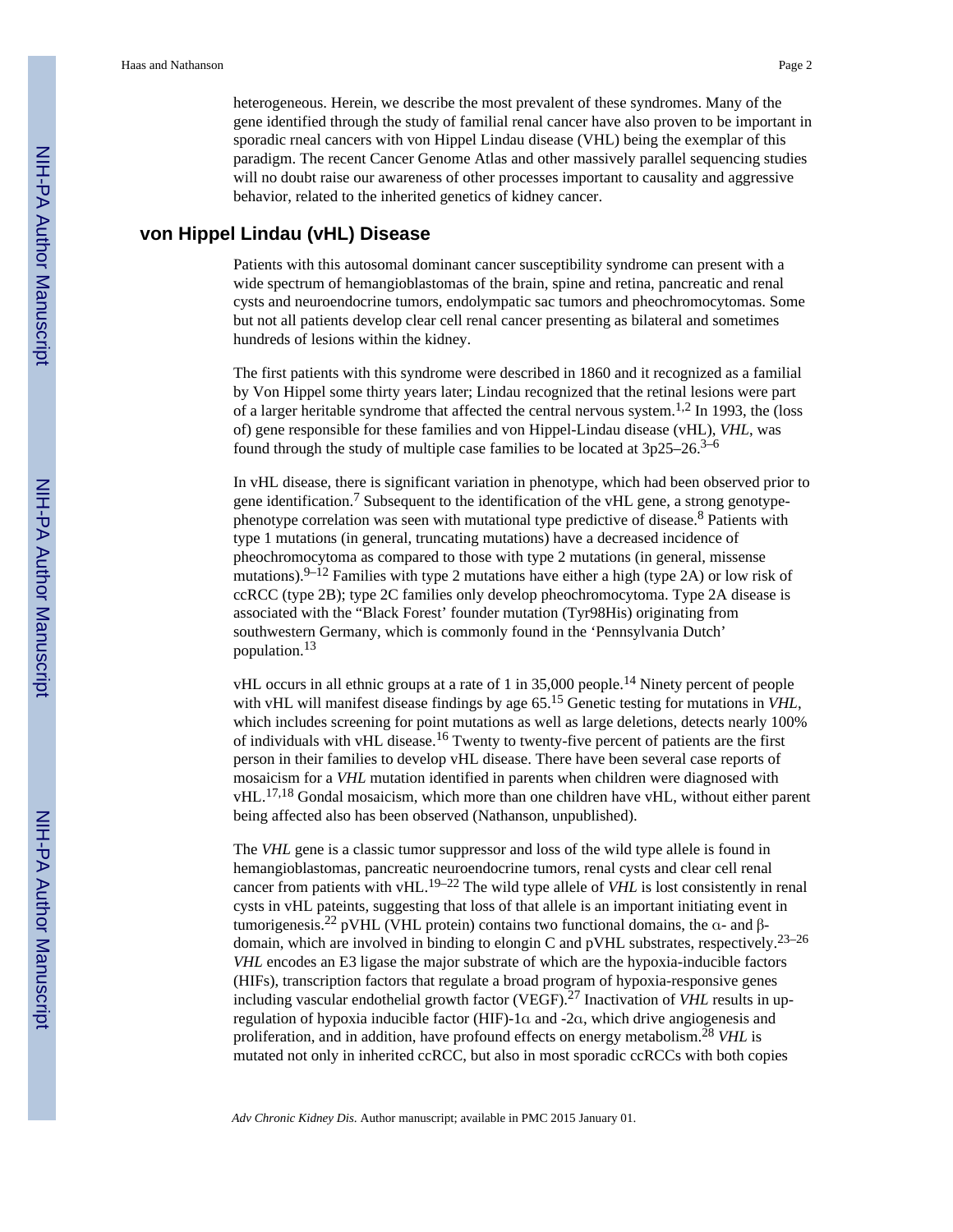heterogeneous. Herein, we describe the most prevalent of these syndromes. Many of the gene identified through the study of familial renal cancer have also proven to be important in sporadic rneal cancers with von Hippel Lindau disease (VHL) being the exemplar of this paradigm. The recent Cancer Genome Atlas and other massively parallel sequencing studies will no doubt raise our awareness of other processes important to causality and aggressive behavior, related to the inherited genetics of kidney cancer.

## von Hippel Lindau (vHL) Disease

Patients with this autosomal dominant cancer susceptibility syndrome can present with a wide spectrum of hemangioblastomas of the brain, spine and retina, pancreatic and renal cysts and neuroendocrine tumors, endolympatic sac tumors and pheochromocytomas. Some but not all patients develop clear cell renal cancer presenting as bilateral and sometimes hundreds of lesions within the kidney.

The first patients with this syndrome were described in 1860 and it recognized as a familial by Von Hippel some thirty years later; Lindau recognized that the retinal lesions were part of a larger heritable syndrome that affected the central nervous system.[1,2] In 1993, the (loss of) gene responsible for these families and von Hippel-Lindau disease (vHL), *VHL*, was found through the study of multiple case families to be located at 3p25–26.[3–6]

In vHL disease, there is significant variation in phenotype, which had been observed prior to gene identification.[7] Subsequent to the identification of the vHL gene, a strong genotype-phenotype correlation was seen with mutational type predictive of disease.[8] Patients with type 1 mutations (in general, truncating mutations) have a decreased incidence of pheochromocytoma as compared to those with type 2 mutations (in general, missense mutations).[9–12] Families with type 2 mutations have either a high (type 2A) or low risk of ccRCC (type 2B); type 2C families only develop pheochromocytoma. Type 2A disease is associated with the "Black Forest' founder mutation (Tyr98His) originating from southwestern Germany, which is commonly found in the 'Pennsylvania Dutch' population.[13]

vHL occurs in all ethnic groups at a rate of 1 in 35,000 people.[14] Ninety percent of people with vHL will manifest disease findings by age 65.[15] Genetic testing for mutations in *VHL*, which includes screening for point mutations as well as large deletions, detects nearly 100% of individuals with vHL disease.[16] Twenty to twenty-five percent of patients are the first person in their families to develop vHL disease. There have been several case reports of mosaicism for a *VHL* mutation identified in parents when children were diagnosed with vHL.[17,18] Gondal mosaicism, which more than one children have vHL, without either parent being affected also has been observed (Nathanson, unpublished).

The *VHL* gene is a classic tumor suppressor and loss of the wild type allele is found in hemangioblastomas, pancreatic neuroendocrine tumors, renal cysts and clear cell renal cancer from patients with vHL.[19–22] The wild type allele of *VHL* is lost consistently in renal cysts in vHL pateints, suggesting that loss of that allele is an important initiating event in tumorigenesis.[22] pVHL (VHL protein) contains two functional domains, the α- and β-domain, which are involved in binding to elongin C and pVHL substrates, respectively.[23–26] *VHL* encodes an E3 ligase the major substrate of which are the hypoxia-inducible factors (HIFs), transcription factors that regulate a broad program of hypoxia-responsive genes including vascular endothelial growth factor (VEGF).[27] Inactivation of *VHL* results in up-regulation of hypoxia inducible factor (HIF)-1α and -2α, which drive angiogenesis and proliferation, and in addition, have profound effects on energy metabolism.[28] *VHL* is mutated not only in inherited ccRCC, but also in most sporadic ccRCCs with both copies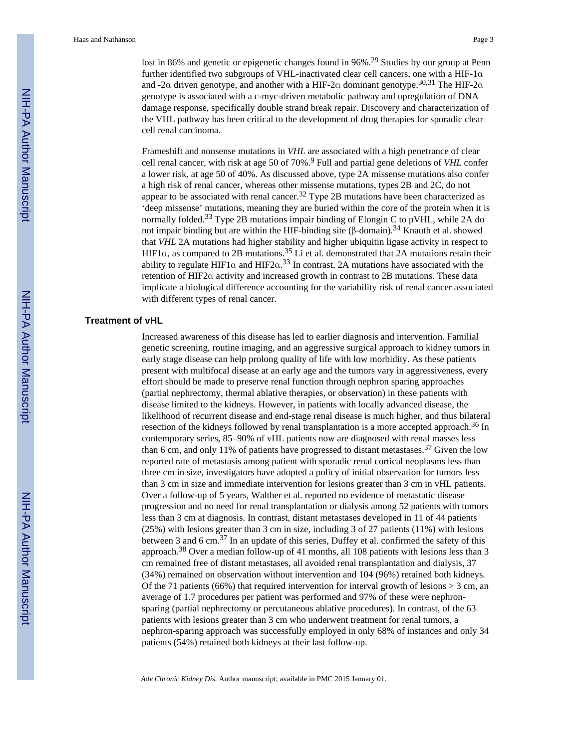lost in 86% and genetic or epigenetic changes found in 96%.[29] Studies by our group at Penn further identified two subgroups of VHL-inactivated clear cell cancers, one with a HIF-1α and -2α driven genotype, and another with a HIF-2α dominant genotype.[30,31] The HIF-2α genotype is associated with a c-myc-driven metabolic pathway and upregulation of DNA damage response, specifically double strand break repair. Discovery and characterization of the VHL pathway has been critical to the development of drug therapies for sporadic clear cell renal carcinoma.

Frameshift and nonsense mutations in *VHL* are associated with a high penetrance of clear cell renal cancer, with risk at age 50 of 70%.[9] Full and partial gene deletions of *VHL* confer a lower risk, at age 50 of 40%. As discussed above, type 2A missense mutations also confer a high risk of renal cancer, whereas other missense mutations, types 2B and 2C, do not appear to be associated with renal cancer.[32] Type 2B mutations have been characterized as 'deep missense' mutations, meaning they are buried within the core of the protein when it is normally folded.[33] Type 2B mutations impair binding of Elongin C to pVHL, while 2A do not impair binding but are within the HIF-binding site (β-domain).[34] Knauth et al. showed that *VHL* 2A mutations had higher stability and higher ubiquitin ligase activity in respect to HIF1α, as compared to 2B mutations.[35] Li et al. demonstrated that 2A mutations retain their ability to regulate HIF1α and HIF2α.[33] In contrast, 2A mutations have associated with the retention of HIF2α activity and increased growth in contrast to 2B mutations. These data implicate a biological difference accounting for the variability risk of renal cancer associated with different types of renal cancer.

## Treatment of vHL

Increased awareness of this disease has led to earlier diagnosis and intervention. Familial genetic screening, routine imaging, and an aggressive surgical approach to kidney tumors in early stage disease can help prolong quality of life with low morbidity. As these patients present with multifocal disease at an early age and the tumors vary in aggressiveness, every effort should be made to preserve renal function through nephron sparing approaches (partial nephrectomy, thermal ablative therapies, or observation) in these patients with disease limited to the kidneys. However, in patients with locally advanced disease, the likelihood of recurrent disease and end-stage renal disease is much higher, and thus bilateral resection of the kidneys followed by renal transplantation is a more accepted approach.[36] In contemporary series, 85–90% of vHL patients now are diagnosed with renal masses less than 6 cm, and only 11% of patients have progressed to distant metastases.[37] Given the low reported rate of metastasis among patient with sporadic renal cortical neoplasms less than three cm in size, investigators have adopted a policy of initial observation for tumors less than 3 cm in size and immediate intervention for lesions greater than 3 cm in vHL patients. Over a follow-up of 5 years, Walther et al. reported no evidence of metastatic disease progression and no need for renal transplantation or dialysis among 52 patients with tumors less than 3 cm at diagnosis. In contrast, distant metastases developed in 11 of 44 patients (25%) with lesions greater than 3 cm in size, including 3 of 27 patients (11%) with lesions between 3 and 6 cm.[37] In an update of this series, Duffey et al. confirmed the safety of this approach.[38] Over a median follow-up of 41 months, all 108 patients with lesions less than 3 cm remained free of distant metastases, all avoided renal transplantation and dialysis, 37 (34%) remained on observation without intervention and 104 (96%) retained both kidneys. Of the 71 patients (66%) that required intervention for interval growth of lesions > 3 cm, an average of 1.7 procedures per patient was performed and 97% of these were nephron-sparing (partial nephrectomy or percutaneous ablative procedures). In contrast, of the 63 patients with lesions greater than 3 cm who underwent treatment for renal tumors, a nephron-sparing approach was successfully employed in only 68% of instances and only 34 patients (54%) retained both kidneys at their last follow-up.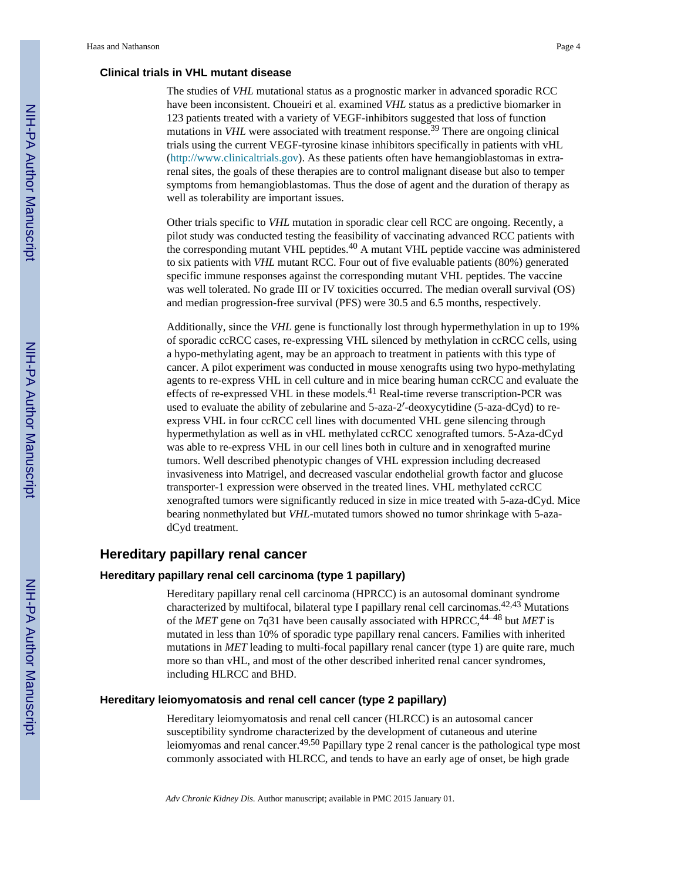### Clinical trials in VHL mutant disease

The studies of *VHL* mutational status as a prognostic marker in advanced sporadic RCC have been inconsistent. Choueiri et al. examined *VHL* status as a predictive biomarker in 123 patients treated with a variety of VEGF-inhibitors suggested that loss of function mutations in *VHL* were associated with treatment response.[39] There are ongoing clinical trials using the current VEGF-tyrosine kinase inhibitors specifically in patients with vHL (http://www.clinicaltrials.gov). As these patients often have hemangioblastomas in extra-renal sites, the goals of these therapies are to control malignant disease but also to temper symptoms from hemangioblastomas. Thus the dose of agent and the duration of therapy as well as tolerability are important issues.

Other trials specific to *VHL* mutation in sporadic clear cell RCC are ongoing. Recently, a pilot study was conducted testing the feasibility of vaccinating advanced RCC patients with the corresponding mutant VHL peptides.[40] A mutant VHL peptide vaccine was administered to six patients with *VHL* mutant RCC. Four out of five evaluable patients (80%) generated specific immune responses against the corresponding mutant VHL peptides. The vaccine was well tolerated. No grade III or IV toxicities occurred. The median overall survival (OS) and median progression-free survival (PFS) were 30.5 and 6.5 months, respectively.

Additionally, since the *VHL* gene is functionally lost through hypermethylation in up to 19% of sporadic ccRCC cases, re-expressing VHL silenced by methylation in ccRCC cells, using a hypo-methylating agent, may be an approach to treatment in patients with this type of cancer. A pilot experiment was conducted in mouse xenografts using two hypo-methylating agents to re-express VHL in cell culture and in mice bearing human ccRCC and evaluate the effects of re-expressed VHL in these models.[41] Real-time reverse transcription-PCR was used to evaluate the ability of zebularine and 5-aza-2′-deoxycytidine (5-aza-dCyd) to re-express VHL in four ccRCC cell lines with documented VHL gene silencing through hypermethylation as well as in vHL methylated ccRCC xenografted tumors. 5-Aza-dCyd was able to re-express VHL in our cell lines both in culture and in xenografted murine tumors. Well described phenotypic changes of VHL expression including decreased invasiveness into Matrigel, and decreased vascular endothelial growth factor and glucose transporter-1 expression were observed in the treated lines. VHL methylated ccRCC xenografted tumors were significantly reduced in size in mice treated with 5-aza-dCyd. Mice bearing nonmethylated but *VHL*-mutated tumors showed no tumor shrinkage with 5-aza-dCyd treatment.

## Hereditary papillary renal cancer

### Hereditary papillary renal cell carcinoma (type 1 papillary)

Hereditary papillary renal cell carcinoma (HPRCC) is an autosomal dominant syndrome characterized by multifocal, bilateral type I papillary renal cell carcinomas.[42,43] Mutations of the *MET* gene on 7q31 have been causally associated with HPRCC,[44–48] but *MET* is mutated in less than 10% of sporadic type papillary renal cancers. Families with inherited mutations in *MET* leading to multi-focal papillary renal cancer (type 1) are quite rare, much more so than vHL, and most of the other described inherited renal cancer syndromes, including HLRCC and BHD.

### Hereditary leiomyomatosis and renal cell cancer (type 2 papillary)

Hereditary leiomyomatosis and renal cell cancer (HLRCC) is an autosomal cancer susceptibility syndrome characterized by the development of cutaneous and uterine leiomyomas and renal cancer.[49,50] Papillary type 2 renal cancer is the pathological type most commonly associated with HLRCC, and tends to have an early age of onset, be high grade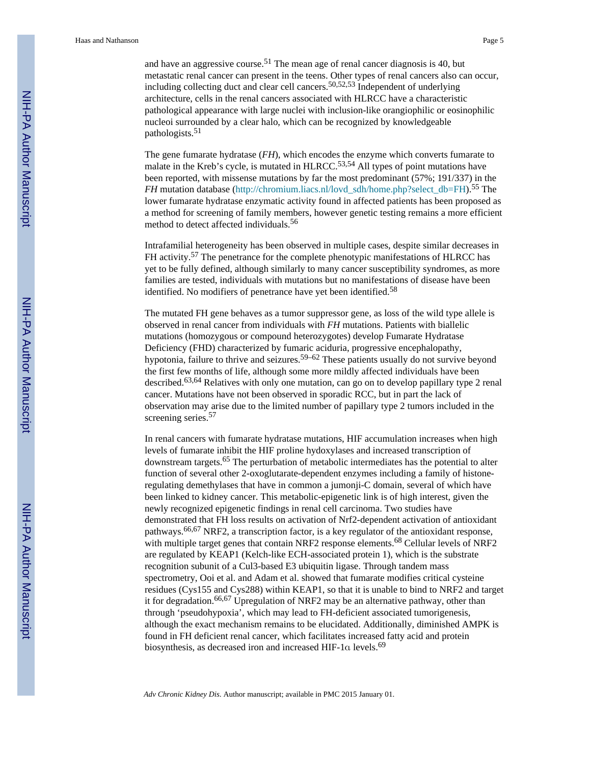and have an aggressive course.[51] The mean age of renal cancer diagnosis is 40, but metastatic renal cancer can present in the teens. Other types of renal cancers also can occur, including collecting duct and clear cell cancers.[50,52,53] Independent of underlying architecture, cells in the renal cancers associated with HLRCC have a characteristic pathological appearance with large nuclei with inclusion-like orangiophilic or eosinophilic nucleoi surrounded by a clear halo, which can be recognized by knowledgeable pathologists.[51]

The gene fumarate hydratase (*FH*), which encodes the enzyme which converts fumarate to malate in the Kreb's cycle, is mutated in HLRCC.[53,54] All types of point mutations have been reported, with missense mutations by far the most predominant (57%; 191/337) in the *FH* mutation database (http://chromium.liacs.nl/lovd_sdh/home.php?select_db=FH).[55] The lower fumarate hydratase enzymatic activity found in affected patients has been proposed as a method for screening of family members, however genetic testing remains a more efficient method to detect affected individuals.[56]

Intrafamilial heterogeneity has been observed in multiple cases, despite similar decreases in FH activity.[57] The penetrance for the complete phenotypic manifestations of HLRCC has yet to be fully defined, although similarly to many cancer susceptibility syndromes, as more families are tested, individuals with mutations but no manifestations of disease have been identified. No modifiers of penetrance have yet been identified.[58]

The mutated FH gene behaves as a tumor suppressor gene, as loss of the wild type allele is observed in renal cancer from individuals with *FH* mutations. Patients with biallelic mutations (homozygous or compound heterozygotes) develop Fumarate Hydratase Deficiency (FHD) characterized by fumaric aciduria, progressive encephalopathy, hypotonia, failure to thrive and seizures.[59–62] These patients usually do not survive beyond the first few months of life, although some more mildly affected individuals have been described.[63,64] Relatives with only one mutation, can go on to develop papillary type 2 renal cancer. Mutations have not been observed in sporadic RCC, but in part the lack of observation may arise due to the limited number of papillary type 2 tumors included in the screening series.[57]

In renal cancers with fumarate hydratase mutations, HIF accumulation increases when high levels of fumarate inhibit the HIF proline hydoxylases and increased transcription of downstream targets.[65] The perturbation of metabolic intermediates has the potential to alter function of several other 2-oxoglutarate-dependent enzymes including a family of histone-regulating demethylases that have in common a jumonji-C domain, several of which have been linked to kidney cancer. This metabolic-epigenetic link is of high interest, given the newly recognized epigenetic findings in renal cell carcinoma. Two studies have demonstrated that FH loss results on activation of Nrf2-dependent activation of antioxidant pathways.[66,67] NRF2, a transcription factor, is a key regulator of the antioxidant response, with multiple target genes that contain NRF2 response elements.[68] Cellular levels of NRF2 are regulated by KEAP1 (Kelch-like ECH-associated protein 1), which is the substrate recognition subunit of a Cul3-based E3 ubiquitin ligase. Through tandem mass spectrometry, Ooi et al. and Adam et al. showed that fumarate modifies critical cysteine residues (Cys155 and Cys288) within KEAP1, so that it is unable to bind to NRF2 and target it for degradation.[66,67] Upregulation of NRF2 may be an alternative pathway, other than through 'pseudohypoxia', which may lead to FH-deficient associated tumorigenesis, although the exact mechanism remains to be elucidated. Additionally, diminished AMPK is found in FH deficient renal cancer, which facilitates increased fatty acid and protein biosynthesis, as decreased iron and increased HIF-1$\alpha$ levels.[69]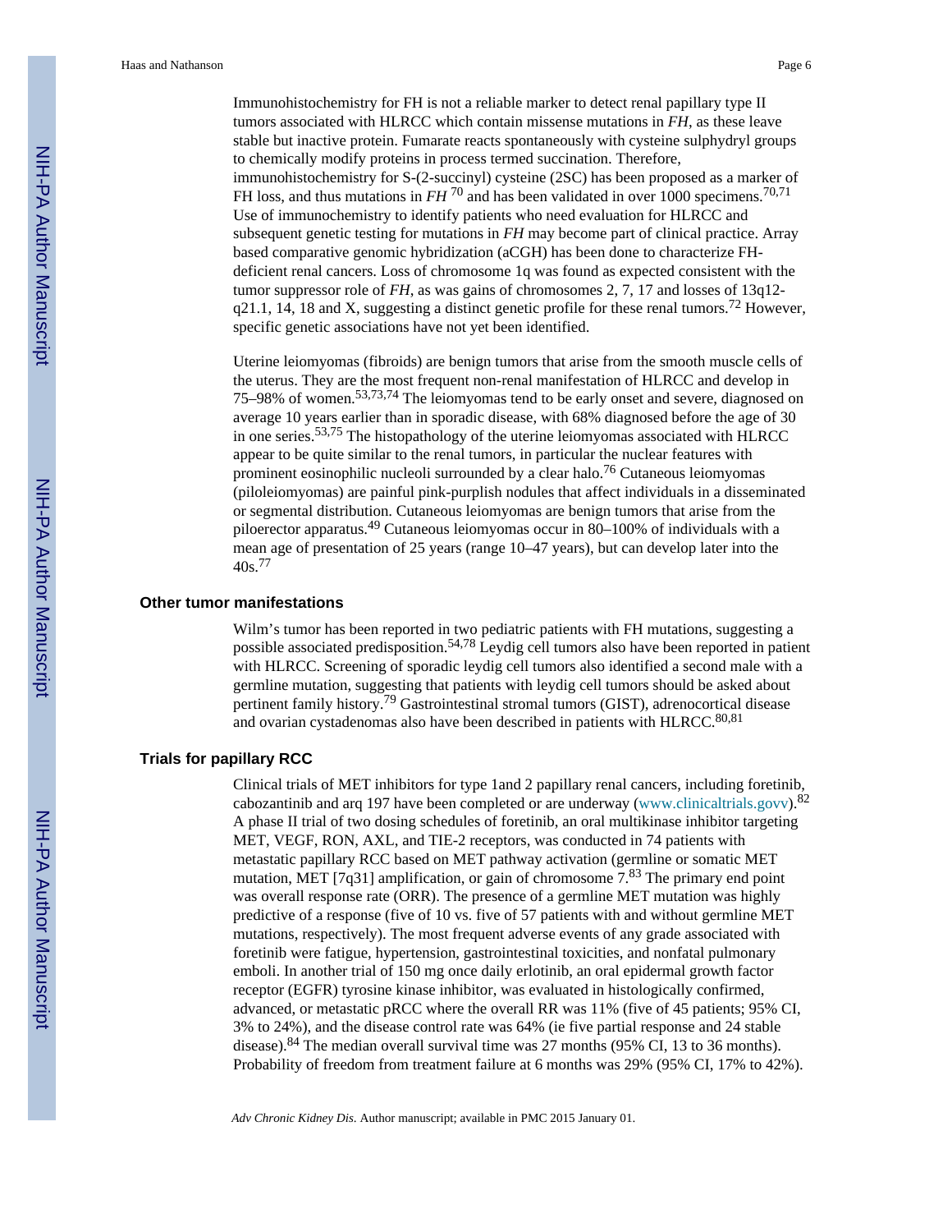Immunohistochemistry for FH is not a reliable marker to detect renal papillary type II tumors associated with HLRCC which contain missense mutations in *FH*, as these leave stable but inactive protein. Fumarate reacts spontaneously with cysteine sulphydryl groups to chemically modify proteins in process termed succination. Therefore, immunohistochemistry for S-(2-succinyl) cysteine (2SC) has been proposed as a marker of FH loss, and thus mutations in *FH* [70] and has been validated in over 1000 specimens.[70,71] Use of immunochemistry to identify patients who need evaluation for HLRCC and subsequent genetic testing for mutations in *FH* may become part of clinical practice. Array based comparative genomic hybridization (aCGH) has been done to characterize FH-deficient renal cancers. Loss of chromosome 1q was found as expected consistent with the tumor suppressor role of *FH*, as was gains of chromosomes 2, 7, 17 and losses of 13q12-q21.1, 14, 18 and X, suggesting a distinct genetic profile for these renal tumors.[72] However, specific genetic associations have not yet been identified.

Uterine leiomyomas (fibroids) are benign tumors that arise from the smooth muscle cells of the uterus. They are the most frequent non-renal manifestation of HLRCC and develop in 75–98% of women.[53,73,74] The leiomyomas tend to be early onset and severe, diagnosed on average 10 years earlier than in sporadic disease, with 68% diagnosed before the age of 30 in one series.[53,75] The histopathology of the uterine leiomyomas associated with HLRCC appear to be quite similar to the renal tumors, in particular the nuclear features with prominent eosinophilic nucleoli surrounded by a clear halo.[76] Cutaneous leiomyomas (piloleiomyomas) are painful pink-purplish nodules that affect individuals in a disseminated or segmental distribution. Cutaneous leiomyomas are benign tumors that arise from the piloerector apparatus.[49] Cutaneous leiomyomas occur in 80–100% of individuals with a mean age of presentation of 25 years (range 10–47 years), but can develop later into the 40s.[77]

## Other tumor manifestations

Wilm's tumor has been reported in two pediatric patients with FH mutations, suggesting a possible associated predisposition.[54,78] Leydig cell tumors also have been reported in patient with HLRCC. Screening of sporadic leydig cell tumors also identified a second male with a germline mutation, suggesting that patients with leydig cell tumors should be asked about pertinent family history.[79] Gastrointestinal stromal tumors (GIST), adrenocortical disease and ovarian cystadenomas also have been described in patients with HLRCC.[80,81]

## Trials for papillary RCC

Clinical trials of MET inhibitors for type 1and 2 papillary renal cancers, including foretinib, cabozantinib and arq 197 have been completed or are underway (www.clinicaltrials.govv).[82] A phase II trial of two dosing schedules of foretinib, an oral multikinase inhibitor targeting MET, VEGF, RON, AXL, and TIE-2 receptors, was conducted in 74 patients with metastatic papillary RCC based on MET pathway activation (germline or somatic MET mutation, MET [7q31] amplification, or gain of chromosome 7.[83] The primary end point was overall response rate (ORR). The presence of a germline MET mutation was highly predictive of a response (five of 10 vs. five of 57 patients with and without germline MET mutations, respectively). The most frequent adverse events of any grade associated with foretinib were fatigue, hypertension, gastrointestinal toxicities, and nonfatal pulmonary emboli. In another trial of 150 mg once daily erlotinib, an oral epidermal growth factor receptor (EGFR) tyrosine kinase inhibitor, was evaluated in histologically confirmed, advanced, or metastatic pRCC where the overall RR was 11% (five of 45 patients; 95% CI, 3% to 24%), and the disease control rate was 64% (ie five partial response and 24 stable disease).[84] The median overall survival time was 27 months (95% CI, 13 to 36 months). Probability of freedom from treatment failure at 6 months was 29% (95% CI, 17% to 42%).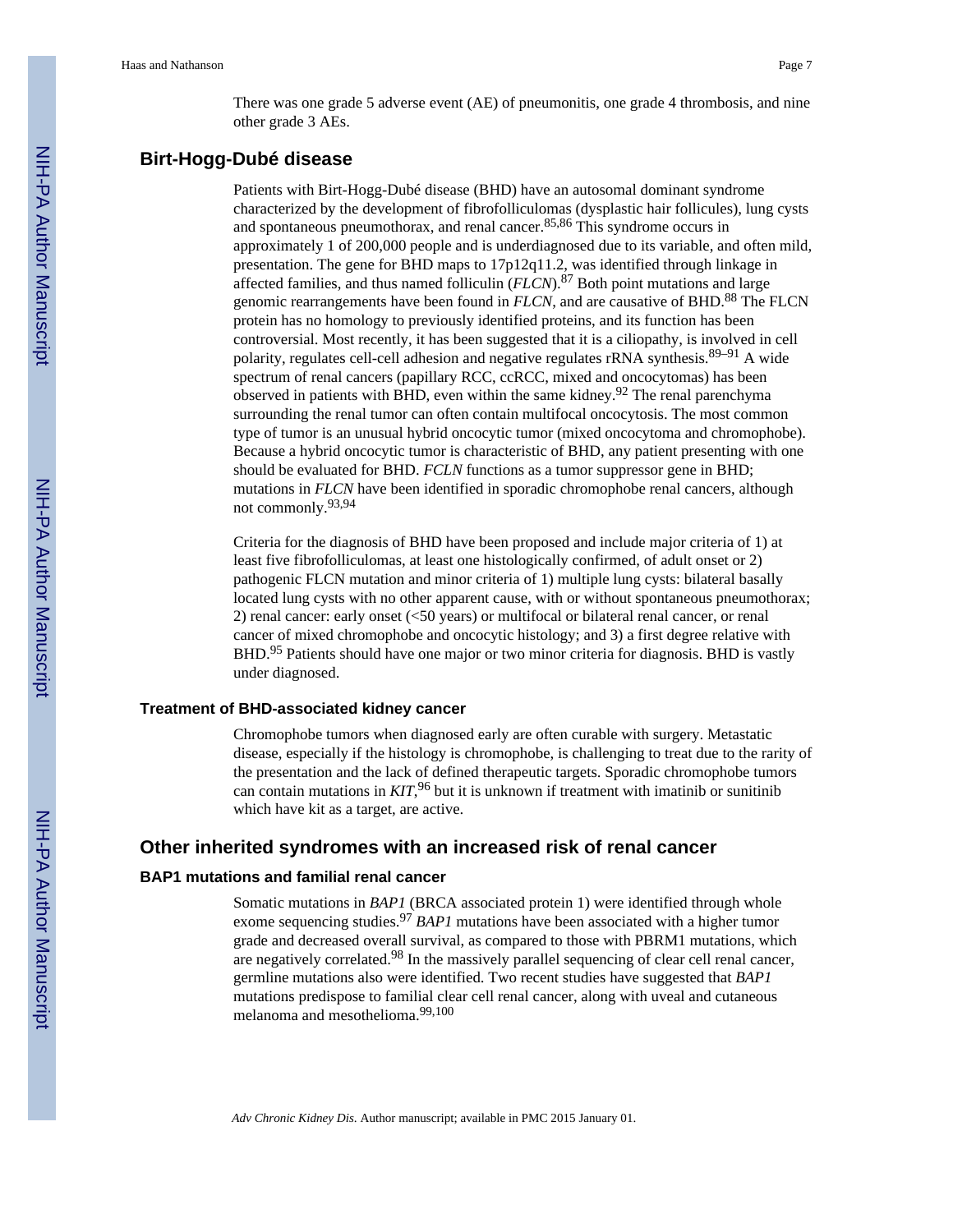There was one grade 5 adverse event (AE) of pneumonitis, one grade 4 thrombosis, and nine other grade 3 AEs.

## Birt-Hogg-Dubé disease

Patients with Birt-Hogg-Dubé disease (BHD) have an autosomal dominant syndrome characterized by the development of fibrofolliculomas (dysplastic hair follicules), lung cysts and spontaneous pneumothorax, and renal cancer.[85,86] This syndrome occurs in approximately 1 of 200,000 people and is underdiagnosed due to its variable, and often mild, presentation. The gene for BHD maps to 17p12q11.2, was identified through linkage in affected families, and thus named folliculin (*FLCN*).[87] Both point mutations and large genomic rearrangements have been found in *FLCN*, and are causative of BHD.[88] The FLCN protein has no homology to previously identified proteins, and its function has been controversial. Most recently, it has been suggested that it is a ciliopathy, is involved in cell polarity, regulates cell-cell adhesion and negative regulates rRNA synthesis.[89–91] A wide spectrum of renal cancers (papillary RCC, ccRCC, mixed and oncocytomas) has been observed in patients with BHD, even within the same kidney.[92] The renal parenchyma surrounding the renal tumor can often contain multifocal oncocytosis. The most common type of tumor is an unusual hybrid oncocytic tumor (mixed oncocytoma and chromophobe). Because a hybrid oncocytic tumor is characteristic of BHD, any patient presenting with one should be evaluated for BHD. *FCLN* functions as a tumor suppressor gene in BHD; mutations in *FLCN* have been identified in sporadic chromophobe renal cancers, although not commonly.[93,94]

Criteria for the diagnosis of BHD have been proposed and include major criteria of 1) at least five fibrofolliculomas, at least one histologically confirmed, of adult onset or 2) pathogenic FLCN mutation and minor criteria of 1) multiple lung cysts: bilateral basally located lung cysts with no other apparent cause, with or without spontaneous pneumothorax; 2) renal cancer: early onset (<50 years) or multifocal or bilateral renal cancer, or renal cancer of mixed chromophobe and oncocytic histology; and 3) a first degree relative with BHD.[95] Patients should have one major or two minor criteria for diagnosis. BHD is vastly under diagnosed.

### Treatment of BHD-associated kidney cancer

Chromophobe tumors when diagnosed early are often curable with surgery. Metastatic disease, especially if the histology is chromophobe, is challenging to treat due to the rarity of the presentation and the lack of defined therapeutic targets. Sporadic chromophobe tumors can contain mutations in *KIT*,[96] but it is unknown if treatment with imatinib or sunitinib which have kit as a target, are active.

## Other inherited syndromes with an increased risk of renal cancer

### BAP1 mutations and familial renal cancer

Somatic mutations in *BAP1* (BRCA associated protein 1) were identified through whole exome sequencing studies.[97] *BAP1* mutations have been associated with a higher tumor grade and decreased overall survival, as compared to those with PBRM1 mutations, which are negatively correlated.[98] In the massively parallel sequencing of clear cell renal cancer, germline mutations also were identified. Two recent studies have suggested that *BAP1* mutations predispose to familial clear cell renal cancer, along with uveal and cutaneous melanoma and mesothelioma.[99,100]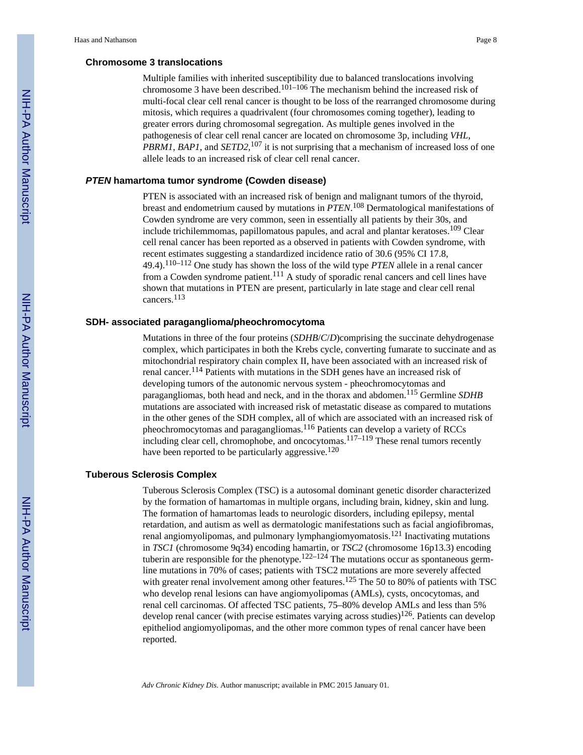### Chromosome 3 translocations

Multiple families with inherited susceptibility due to balanced translocations involving chromosome 3 have been described.[101–106] The mechanism behind the increased risk of multi-focal clear cell renal cancer is thought to be loss of the rearranged chromosome during mitosis, which requires a quadrivalent (four chromosomes coming together), leading to greater errors during chromosomal segregation. As multiple genes involved in the pathogenesis of clear cell renal cancer are located on chromosome 3p, including *VHL*, *PBRM1*, *BAP1*, and *SETD2,*[107] it is not surprising that a mechanism of increased loss of one allele leads to an increased risk of clear cell renal cancer.

### *PTEN* hamartoma tumor syndrome (Cowden disease)

PTEN is associated with an increased risk of benign and malignant tumors of the thyroid, breast and endometrium caused by mutations in *PTEN*.[108] Dermatological manifestations of Cowden syndrome are very common, seen in essentially all patients by their 30s, and include trichilemmomas, papillomatous papules, and acral and plantar keratoses.[109] Clear cell renal cancer has been reported as a observed in patients with Cowden syndrome, with recent estimates suggesting a standardized incidence ratio of 30.6 (95% CI 17.8, 49.4).[110–112] One study has shown the loss of the wild type *PTEN* allele in a renal cancer from a Cowden syndrome patient.[111] A study of sporadic renal cancers and cell lines have shown that mutations in PTEN are present, particularly in late stage and clear cell renal cancers.[113]

### SDH- associated paraganglioma/pheochromocytoma

Mutations in three of the four proteins (*SDHB*/*C*/*D*)comprising the succinate dehydrogenase complex, which participates in both the Krebs cycle, converting fumarate to succinate and as mitochondrial respiratory chain complex II, have been associated with an increased risk of renal cancer.[114] Patients with mutations in the SDH genes have an increased risk of developing tumors of the autonomic nervous system - pheochromocytomas and paragangliomas, both head and neck, and in the thorax and abdomen.[115] Germline *SDHB* mutations are associated with increased risk of metastatic disease as compared to mutations in the other genes of the SDH complex, all of which are associated with an increased risk of pheochromocytomas and paragangliomas.[116] Patients can develop a variety of RCCs including clear cell, chromophobe, and oncocytomas.[117–119] These renal tumors recently have been reported to be particularly aggressive.[120]

### Tuberous Sclerosis Complex

Tuberous Sclerosis Complex (TSC) is a autosomal dominant genetic disorder characterized by the formation of hamartomas in multiple organs, including brain, kidney, skin and lung. The formation of hamartomas leads to neurologic disorders, including epilepsy, mental retardation, and autism as well as dermatologic manifestations such as facial angiofibromas, renal angiomyolipomas, and pulmonary lymphangiomyomatosis.[121] Inactivating mutations in *TSC1* (chromosome 9q34) encoding hamartin, or *TSC2* (chromosome 16p13.3) encoding tuberin are responsible for the phenotype.[122–124] The mutations occur as spontaneous germ-line mutations in 70% of cases; patients with TSC2 mutations are more severely affected with greater renal involvement among other features.[125] The 50 to 80% of patients with TSC who develop renal lesions can have angiomyolipomas (AMLs), cysts, oncocytomas, and renal cell carcinomas. Of affected TSC patients, 75–80% develop AMLs and less than 5% develop renal cancer (with precise estimates varying across studies)[126]. Patients can develop epitheliod angiomyolipomas, and the other more common types of renal cancer have been reported.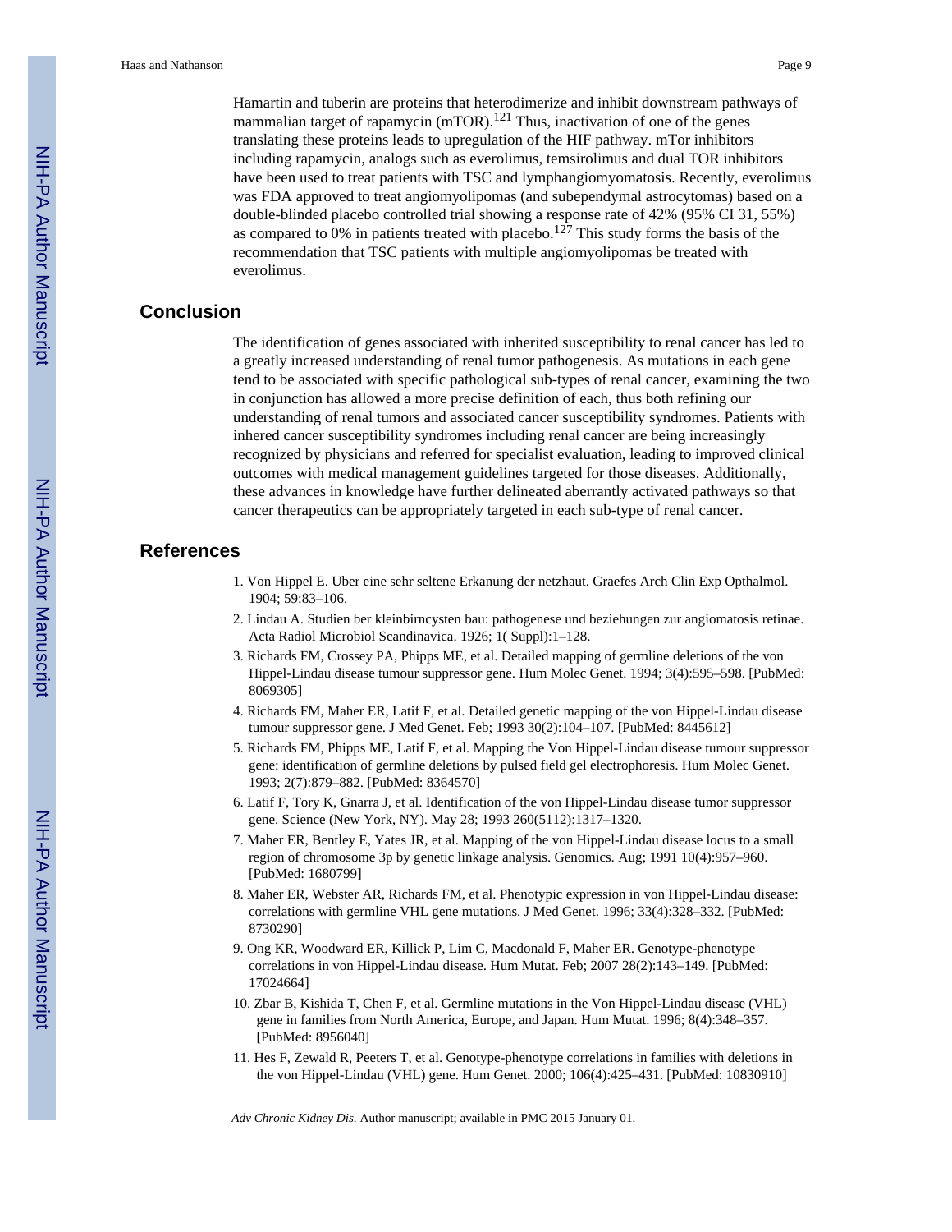Hamartin and tuberin are proteins that heterodimerize and inhibit downstream pathways of mammalian target of rapamycin (mTOR).[121] Thus, inactivation of one of the genes translating these proteins leads to upregulation of the HIF pathway. mTor inhibitors including rapamycin, analogs such as everolimus, temsirolimus and dual TOR inhibitors have been used to treat patients with TSC and lymphangiomyomatosis. Recently, everolimus was FDA approved to treat angiomyolipomas (and subependymal astrocytomas) based on a double-blinded placebo controlled trial showing a response rate of 42% (95% CI 31, 55%) as compared to 0% in patients treated with placebo.[127] This study forms the basis of the recommendation that TSC patients with multiple angiomyolipomas be treated with everolimus.

## Conclusion

The identification of genes associated with inherited susceptibility to renal cancer has led to a greatly increased understanding of renal tumor pathogenesis. As mutations in each gene tend to be associated with specific pathological sub-types of renal cancer, examining the two in conjunction has allowed a more precise definition of each, thus both refining our understanding of renal tumors and associated cancer susceptibility syndromes. Patients with inhered cancer susceptibility syndromes including renal cancer are being increasingly recognized by physicians and referred for specialist evaluation, leading to improved clinical outcomes with medical management guidelines targeted for those diseases. Additionally, these advances in knowledge have further delineated aberrantly activated pathways so that cancer therapeutics can be appropriately targeted in each sub-type of renal cancer.

## References

1. Von Hippel E. Uber eine sehr seltene Erkanung der netzhaut. Graefes Arch Clin Exp Opthalmol. 1904; 59:83–106.
2. Lindau A. Studien ber kleinbirncysten bau: pathogenese und beziehungen zur angiomatosis retinae. Acta Radiol Microbiol Scandinavica. 1926; 1( Suppl):1–128.
3. Richards FM, Crossey PA, Phipps ME, et al. Detailed mapping of germline deletions of the von Hippel-Lindau disease tumour suppressor gene. Hum Molec Genet. 1994; 3(4):595–598. [PubMed: 8069305]
4. Richards FM, Maher ER, Latif F, et al. Detailed genetic mapping of the von Hippel-Lindau disease tumour suppressor gene. J Med Genet. Feb; 1993 30(2):104–107. [PubMed: 8445612]
5. Richards FM, Phipps ME, Latif F, et al. Mapping the Von Hippel-Lindau disease tumour suppressor gene: identification of germline deletions by pulsed field gel electrophoresis. Hum Molec Genet. 1993; 2(7):879–882. [PubMed: 8364570]
6. Latif F, Tory K, Gnarra J, et al. Identification of the von Hippel-Lindau disease tumor suppressor gene. Science (New York, NY). May 28; 1993 260(5112):1317–1320.
7. Maher ER, Bentley E, Yates JR, et al. Mapping of the von Hippel-Lindau disease locus to a small region of chromosome 3p by genetic linkage analysis. Genomics. Aug; 1991 10(4):957–960. [PubMed: 1680799]
8. Maher ER, Webster AR, Richards FM, et al. Phenotypic expression in von Hippel-Lindau disease: correlations with germline VHL gene mutations. J Med Genet. 1996; 33(4):328–332. [PubMed: 8730290]
9. Ong KR, Woodward ER, Killick P, Lim C, Macdonald F, Maher ER. Genotype-phenotype correlations in von Hippel-Lindau disease. Hum Mutat. Feb; 2007 28(2):143–149. [PubMed: 17024664]
10. Zbar B, Kishida T, Chen F, et al. Germline mutations in the Von Hippel-Lindau disease (VHL) gene in families from North America, Europe, and Japan. Hum Mutat. 1996; 8(4):348–357. [PubMed: 8956040]
11. Hes F, Zewald R, Peeters T, et al. Genotype-phenotype correlations in families with deletions in the von Hippel-Lindau (VHL) gene. Hum Genet. 2000; 106(4):425–431. [PubMed: 10830910]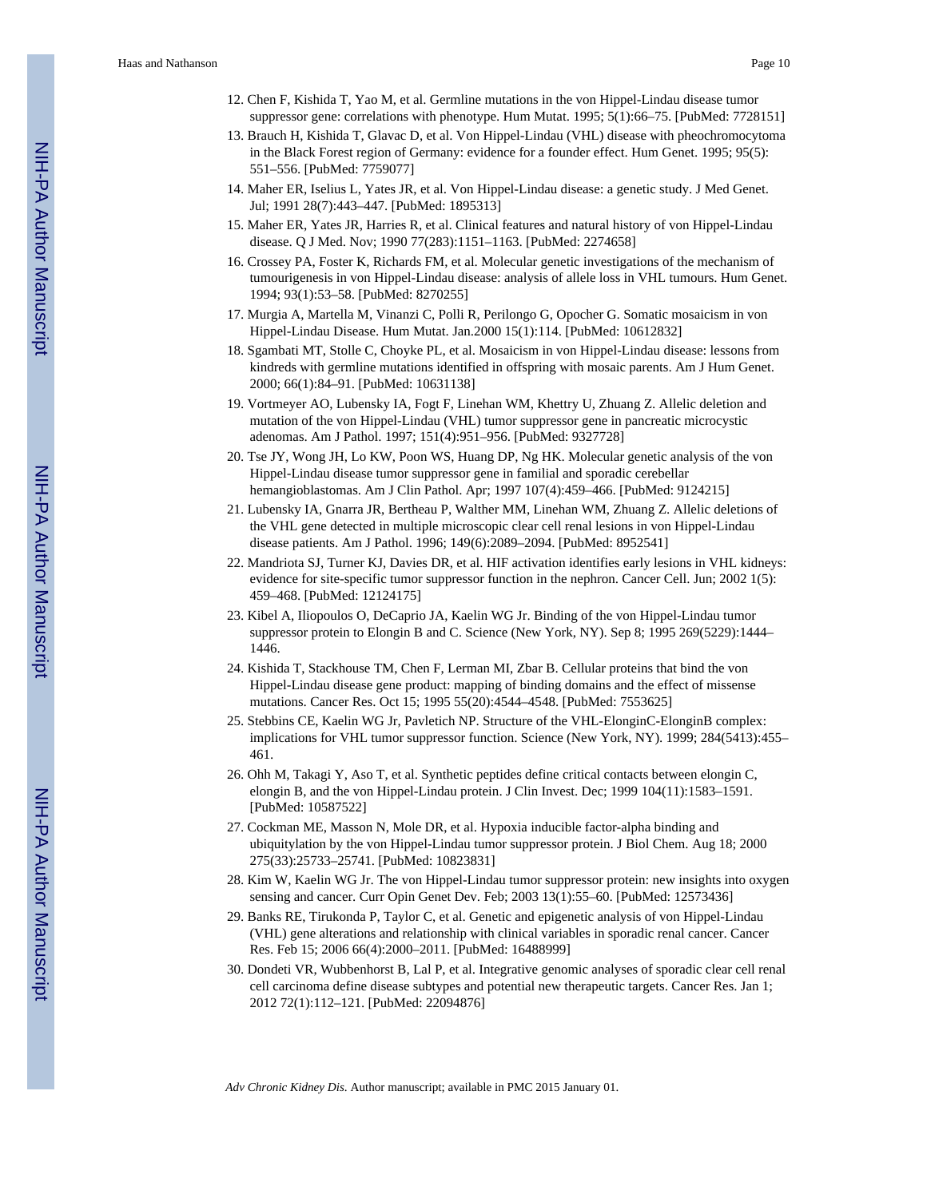12. Chen F, Kishida T, Yao M, et al. Germline mutations in the von Hippel-Lindau disease tumor suppressor gene: correlations with phenotype. Hum Mutat. 1995; 5(1):66–75. [PubMed: 7728151]
13. Brauch H, Kishida T, Glavac D, et al. Von Hippel-Lindau (VHL) disease with pheochromocytoma in the Black Forest region of Germany: evidence for a founder effect. Hum Genet. 1995; 95(5): 551–556. [PubMed: 7759077]
14. Maher ER, Iselius L, Yates JR, et al. Von Hippel-Lindau disease: a genetic study. J Med Genet. Jul; 1991 28(7):443–447. [PubMed: 1895313]
15. Maher ER, Yates JR, Harries R, et al. Clinical features and natural history of von Hippel-Lindau disease. Q J Med. Nov; 1990 77(283):1151–1163. [PubMed: 2274658]
16. Crossey PA, Foster K, Richards FM, et al. Molecular genetic investigations of the mechanism of tumourigenesis in von Hippel-Lindau disease: analysis of allele loss in VHL tumours. Hum Genet. 1994; 93(1):53–58. [PubMed: 8270255]
17. Murgia A, Martella M, Vinanzi C, Polli R, Perilongo G, Opocher G. Somatic mosaicism in von Hippel-Lindau Disease. Hum Mutat. Jan.2000 15(1):114. [PubMed: 10612832]
18. Sgambati MT, Stolle C, Choyke PL, et al. Mosaicism in von Hippel-Lindau disease: lessons from kindreds with germline mutations identified in offspring with mosaic parents. Am J Hum Genet. 2000; 66(1):84–91. [PubMed: 10631138]
19. Vortmeyer AO, Lubensky IA, Fogt F, Linehan WM, Khettry U, Zhuang Z. Allelic deletion and mutation of the von Hippel-Lindau (VHL) tumor suppressor gene in pancreatic microcystic adenomas. Am J Pathol. 1997; 151(4):951–956. [PubMed: 9327728]
20. Tse JY, Wong JH, Lo KW, Poon WS, Huang DP, Ng HK. Molecular genetic analysis of the von Hippel-Lindau disease tumor suppressor gene in familial and sporadic cerebellar hemangioblastomas. Am J Clin Pathol. Apr; 1997 107(4):459–466. [PubMed: 9124215]
21. Lubensky IA, Gnarra JR, Bertheau P, Walther MM, Linehan WM, Zhuang Z. Allelic deletions of the VHL gene detected in multiple microscopic clear cell renal lesions in von Hippel-Lindau disease patients. Am J Pathol. 1996; 149(6):2089–2094. [PubMed: 8952541]
22. Mandriota SJ, Turner KJ, Davies DR, et al. HIF activation identifies early lesions in VHL kidneys: evidence for site-specific tumor suppressor function in the nephron. Cancer Cell. Jun; 2002 1(5): 459–468. [PubMed: 12124175]
23. Kibel A, Iliopoulos O, DeCaprio JA, Kaelin WG Jr. Binding of the von Hippel-Lindau tumor suppressor protein to Elongin B and C. Science (New York, NY). Sep 8; 1995 269(5229):1444–1446.
24. Kishida T, Stackhouse TM, Chen F, Lerman MI, Zbar B. Cellular proteins that bind the von Hippel-Lindau disease gene product: mapping of binding domains and the effect of missense mutations. Cancer Res. Oct 15; 1995 55(20):4544–4548. [PubMed: 7553625]
25. Stebbins CE, Kaelin WG Jr, Pavletich NP. Structure of the VHL-ElonginC-ElonginB complex: implications for VHL tumor suppressor function. Science (New York, NY). 1999; 284(5413):455–461.
26. Ohh M, Takagi Y, Aso T, et al. Synthetic peptides define critical contacts between elongin C, elongin B, and the von Hippel-Lindau protein. J Clin Invest. Dec; 1999 104(11):1583–1591. [PubMed: 10587522]
27. Cockman ME, Masson N, Mole DR, et al. Hypoxia inducible factor-alpha binding and ubiquitylation by the von Hippel-Lindau tumor suppressor protein. J Biol Chem. Aug 18; 2000 275(33):25733–25741. [PubMed: 10823831]
28. Kim W, Kaelin WG Jr. The von Hippel-Lindau tumor suppressor protein: new insights into oxygen sensing and cancer. Curr Opin Genet Dev. Feb; 2003 13(1):55–60. [PubMed: 12573436]
29. Banks RE, Tirukonda P, Taylor C, et al. Genetic and epigenetic analysis of von Hippel-Lindau (VHL) gene alterations and relationship with clinical variables in sporadic renal cancer. Cancer Res. Feb 15; 2006 66(4):2000–2011. [PubMed: 16488999]
30. Dondeti VR, Wubbenhorst B, Lal P, et al. Integrative genomic analyses of sporadic clear cell renal cell carcinoma define disease subtypes and potential new therapeutic targets. Cancer Res. Jan 1; 2012 72(1):112–121. [PubMed: 22094876]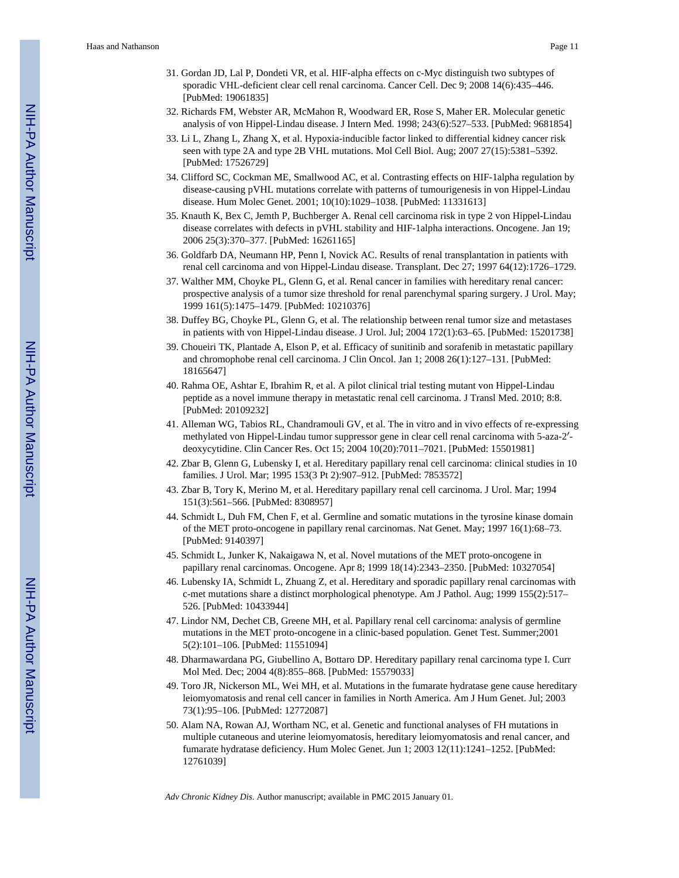31. Gordan JD, Lal P, Dondeti VR, et al. HIF-alpha effects on c-Myc distinguish two subtypes of sporadic VHL-deficient clear cell renal carcinoma. Cancer Cell. Dec 9; 2008 14(6):435–446. [PubMed: 19061835]
32. Richards FM, Webster AR, McMahon R, Woodward ER, Rose S, Maher ER. Molecular genetic analysis of von Hippel-Lindau disease. J Intern Med. 1998; 243(6):527–533. [PubMed: 9681854]
33. Li L, Zhang L, Zhang X, et al. Hypoxia-inducible factor linked to differential kidney cancer risk seen with type 2A and type 2B VHL mutations. Mol Cell Biol. Aug; 2007 27(15):5381–5392. [PubMed: 17526729]
34. Clifford SC, Cockman ME, Smallwood AC, et al. Contrasting effects on HIF-1alpha regulation by disease-causing pVHL mutations correlate with patterns of tumourigenesis in von Hippel-Lindau disease. Hum Molec Genet. 2001; 10(10):1029–1038. [PubMed: 11331613]
35. Knauth K, Bex C, Jemth P, Buchberger A. Renal cell carcinoma risk in type 2 von Hippel-Lindau disease correlates with defects in pVHL stability and HIF-1alpha interactions. Oncogene. Jan 19; 2006 25(3):370–377. [PubMed: 16261165]
36. Goldfarb DA, Neumann HP, Penn I, Novick AC. Results of renal transplantation in patients with renal cell carcinoma and von Hippel-Lindau disease. Transplant. Dec 27; 1997 64(12):1726–1729.
37. Walther MM, Choyke PL, Glenn G, et al. Renal cancer in families with hereditary renal cancer: prospective analysis of a tumor size threshold for renal parenchymal sparing surgery. J Urol. May; 1999 161(5):1475–1479. [PubMed: 10210376]
38. Duffey BG, Choyke PL, Glenn G, et al. The relationship between renal tumor size and metastases in patients with von Hippel-Lindau disease. J Urol. Jul; 2004 172(1):63–65. [PubMed: 15201738]
39. Choueiri TK, Plantade A, Elson P, et al. Efficacy of sunitinib and sorafenib in metastatic papillary and chromophobe renal cell carcinoma. J Clin Oncol. Jan 1; 2008 26(1):127–131. [PubMed: 18165647]
40. Rahma OE, Ashtar E, Ibrahim R, et al. A pilot clinical trial testing mutant von Hippel-Lindau peptide as a novel immune therapy in metastatic renal cell carcinoma. J Transl Med. 2010; 8:8. [PubMed: 20109232]
41. Alleman WG, Tabios RL, Chandramouli GV, et al. The in vitro and in vivo effects of re-expressing methylated von Hippel-Lindau tumor suppressor gene in clear cell renal carcinoma with 5-aza-2′-deoxycytidine. Clin Cancer Res. Oct 15; 2004 10(20):7011–7021. [PubMed: 15501981]
42. Zbar B, Glenn G, Lubensky I, et al. Hereditary papillary renal cell carcinoma: clinical studies in 10 families. J Urol. Mar; 1995 153(3 Pt 2):907–912. [PubMed: 7853572]
43. Zbar B, Tory K, Merino M, et al. Hereditary papillary renal cell carcinoma. J Urol. Mar; 1994 151(3):561–566. [PubMed: 8308957]
44. Schmidt L, Duh FM, Chen F, et al. Germline and somatic mutations in the tyrosine kinase domain of the MET proto-oncogene in papillary renal carcinomas. Nat Genet. May; 1997 16(1):68–73. [PubMed: 9140397]
45. Schmidt L, Junker K, Nakaigawa N, et al. Novel mutations of the MET proto-oncogene in papillary renal carcinomas. Oncogene. Apr 8; 1999 18(14):2343–2350. [PubMed: 10327054]
46. Lubensky IA, Schmidt L, Zhuang Z, et al. Hereditary and sporadic papillary renal carcinomas with c-met mutations share a distinct morphological phenotype. Am J Pathol. Aug; 1999 155(2):517–526. [PubMed: 10433944]
47. Lindor NM, Dechet CB, Greene MH, et al. Papillary renal cell carcinoma: analysis of germline mutations in the MET proto-oncogene in a clinic-based population. Genet Test. Summer;2001 5(2):101–106. [PubMed: 11551094]
48. Dharmawardana PG, Giubellino A, Bottaro DP. Hereditary papillary renal carcinoma type I. Curr Mol Med. Dec; 2004 4(8):855–868. [PubMed: 15579033]
49. Toro JR, Nickerson ML, Wei MH, et al. Mutations in the fumarate hydratase gene cause hereditary leiomyomatosis and renal cell cancer in families in North America. Am J Hum Genet. Jul; 2003 73(1):95–106. [PubMed: 12772087]
50. Alam NA, Rowan AJ, Wortham NC, et al. Genetic and functional analyses of FH mutations in multiple cutaneous and uterine leiomyomatosis, hereditary leiomyomatosis and renal cancer, and fumarate hydratase deficiency. Hum Molec Genet. Jun 1; 2003 12(11):1241–1252. [PubMed: 12761039]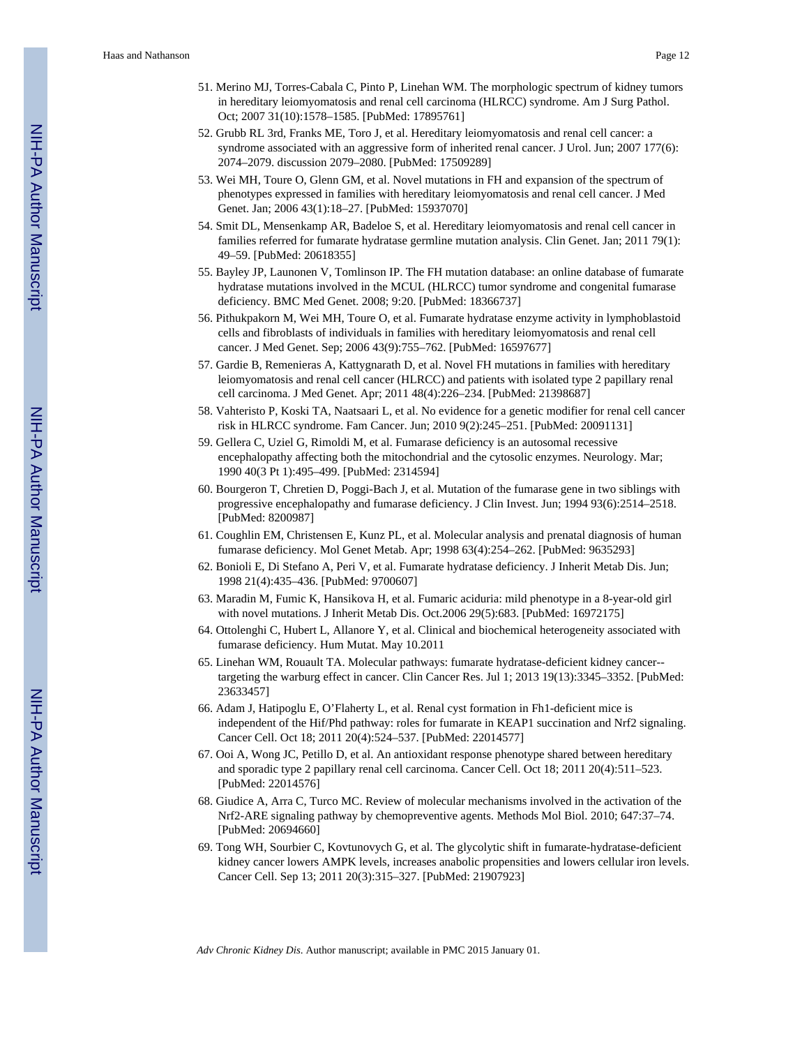51. Merino MJ, Torres-Cabala C, Pinto P, Linehan WM. The morphologic spectrum of kidney tumors in hereditary leiomyomatosis and renal cell carcinoma (HLRCC) syndrome. Am J Surg Pathol. Oct; 2007 31(10):1578–1585. [PubMed: 17895761]
52. Grubb RL 3rd, Franks ME, Toro J, et al. Hereditary leiomyomatosis and renal cell cancer: a syndrome associated with an aggressive form of inherited renal cancer. J Urol. Jun; 2007 177(6): 2074–2079. discussion 2079–2080. [PubMed: 17509289]
53. Wei MH, Toure O, Glenn GM, et al. Novel mutations in FH and expansion of the spectrum of phenotypes expressed in families with hereditary leiomyomatosis and renal cell cancer. J Med Genet. Jan; 2006 43(1):18–27. [PubMed: 15937070]
54. Smit DL, Mensenkamp AR, Badeloe S, et al. Hereditary leiomyomatosis and renal cell cancer in families referred for fumarate hydratase germline mutation analysis. Clin Genet. Jan; 2011 79(1): 49–59. [PubMed: 20618355]
55. Bayley JP, Launonen V, Tomlinson IP. The FH mutation database: an online database of fumarate hydratase mutations involved in the MCUL (HLRCC) tumor syndrome and congenital fumarase deficiency. BMC Med Genet. 2008; 9:20. [PubMed: 18366737]
56. Pithukpakorn M, Wei MH, Toure O, et al. Fumarate hydratase enzyme activity in lymphoblastoid cells and fibroblasts of individuals in families with hereditary leiomyomatosis and renal cell cancer. J Med Genet. Sep; 2006 43(9):755–762. [PubMed: 16597677]
57. Gardie B, Remenieras A, Kattygnarath D, et al. Novel FH mutations in families with hereditary leiomyomatosis and renal cell cancer (HLRCC) and patients with isolated type 2 papillary renal cell carcinoma. J Med Genet. Apr; 2011 48(4):226–234. [PubMed: 21398687]
58. Vahteristo P, Koski TA, Naatsaari L, et al. No evidence for a genetic modifier for renal cell cancer risk in HLRCC syndrome. Fam Cancer. Jun; 2010 9(2):245–251. [PubMed: 20091131]
59. Gellera C, Uziel G, Rimoldi M, et al. Fumarase deficiency is an autosomal recessive encephalopathy affecting both the mitochondrial and the cytosolic enzymes. Neurology. Mar; 1990 40(3 Pt 1):495–499. [PubMed: 2314594]
60. Bourgeron T, Chretien D, Poggi-Bach J, et al. Mutation of the fumarase gene in two siblings with progressive encephalopathy and fumarase deficiency. J Clin Invest. Jun; 1994 93(6):2514–2518. [PubMed: 8200987]
61. Coughlin EM, Christensen E, Kunz PL, et al. Molecular analysis and prenatal diagnosis of human fumarase deficiency. Mol Genet Metab. Apr; 1998 63(4):254–262. [PubMed: 9635293]
62. Bonioli E, Di Stefano A, Peri V, et al. Fumarate hydratase deficiency. J Inherit Metab Dis. Jun; 1998 21(4):435–436. [PubMed: 9700607]
63. Maradin M, Fumic K, Hansikova H, et al. Fumaric aciduria: mild phenotype in a 8-year-old girl with novel mutations. J Inherit Metab Dis. Oct.2006 29(5):683. [PubMed: 16972175]
64. Ottolenghi C, Hubert L, Allanore Y, et al. Clinical and biochemical heterogeneity associated with fumarase deficiency. Hum Mutat. May 10.2011
65. Linehan WM, Rouault TA. Molecular pathways: fumarate hydratase-deficient kidney cancer--targeting the warburg effect in cancer. Clin Cancer Res. Jul 1; 2013 19(13):3345–3352. [PubMed: 23633457]
66. Adam J, Hatipoglu E, O'Flaherty L, et al. Renal cyst formation in Fh1-deficient mice is independent of the Hif/Phd pathway: roles for fumarate in KEAP1 succination and Nrf2 signaling. Cancer Cell. Oct 18; 2011 20(4):524–537. [PubMed: 22014577]
67. Ooi A, Wong JC, Petillo D, et al. An antioxidant response phenotype shared between hereditary and sporadic type 2 papillary renal cell carcinoma. Cancer Cell. Oct 18; 2011 20(4):511–523. [PubMed: 22014576]
68. Giudice A, Arra C, Turco MC. Review of molecular mechanisms involved in the activation of the Nrf2-ARE signaling pathway by chemopreventive agents. Methods Mol Biol. 2010; 647:37–74. [PubMed: 20694660]
69. Tong WH, Sourbier C, Kovtunovych G, et al. The glycolytic shift in fumarate-hydratase-deficient kidney cancer lowers AMPK levels, increases anabolic propensities and lowers cellular iron levels. Cancer Cell. Sep 13; 2011 20(3):315–327. [PubMed: 21907923]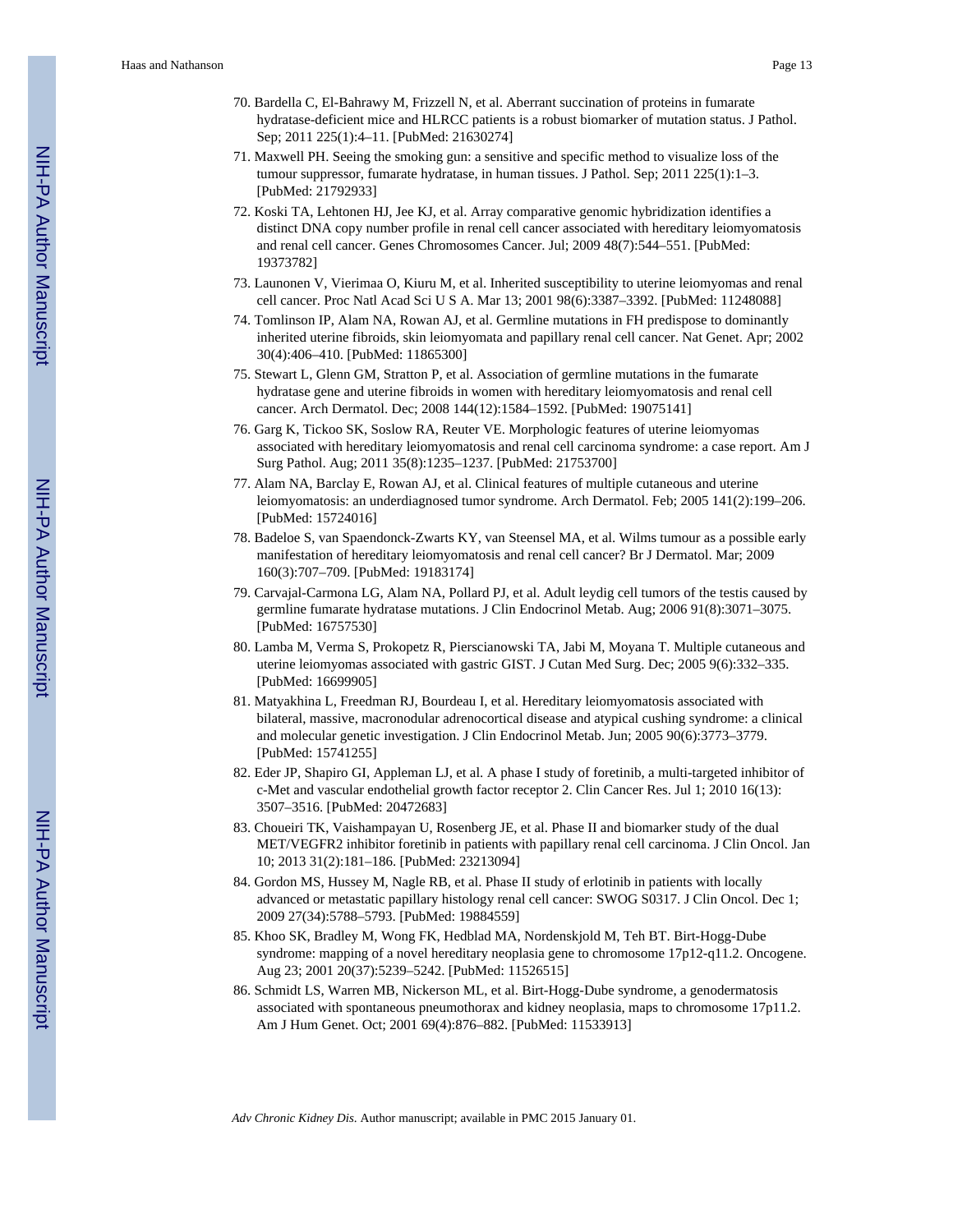70. Bardella C, El-Bahrawy M, Frizzell N, et al. Aberrant succination of proteins in fumarate hydratase-deficient mice and HLRCC patients is a robust biomarker of mutation status. J Pathol. Sep; 2011 225(1):4–11. [PubMed: 21630274]
71. Maxwell PH. Seeing the smoking gun: a sensitive and specific method to visualize loss of the tumour suppressor, fumarate hydratase, in human tissues. J Pathol. Sep; 2011 225(1):1–3. [PubMed: 21792933]
72. Koski TA, Lehtonen HJ, Jee KJ, et al. Array comparative genomic hybridization identifies a distinct DNA copy number profile in renal cell cancer associated with hereditary leiomyomatosis and renal cell cancer. Genes Chromosomes Cancer. Jul; 2009 48(7):544–551. [PubMed: 19373782]
73. Launonen V, Vierimaa O, Kiuru M, et al. Inherited susceptibility to uterine leiomyomas and renal cell cancer. Proc Natl Acad Sci U S A. Mar 13; 2001 98(6):3387–3392. [PubMed: 11248088]
74. Tomlinson IP, Alam NA, Rowan AJ, et al. Germline mutations in FH predispose to dominantly inherited uterine fibroids, skin leiomyomata and papillary renal cell cancer. Nat Genet. Apr; 2002 30(4):406–410. [PubMed: 11865300]
75. Stewart L, Glenn GM, Stratton P, et al. Association of germline mutations in the fumarate hydratase gene and uterine fibroids in women with hereditary leiomyomatosis and renal cell cancer. Arch Dermatol. Dec; 2008 144(12):1584–1592. [PubMed: 19075141]
76. Garg K, Tickoo SK, Soslow RA, Reuter VE. Morphologic features of uterine leiomyomas associated with hereditary leiomyomatosis and renal cell carcinoma syndrome: a case report. Am J Surg Pathol. Aug; 2011 35(8):1235–1237. [PubMed: 21753700]
77. Alam NA, Barclay E, Rowan AJ, et al. Clinical features of multiple cutaneous and uterine leiomyomatosis: an underdiagnosed tumor syndrome. Arch Dermatol. Feb; 2005 141(2):199–206. [PubMed: 15724016]
78. Badeloe S, van Spaendonck-Zwarts KY, van Steensel MA, et al. Wilms tumour as a possible early manifestation of hereditary leiomyomatosis and renal cell cancer? Br J Dermatol. Mar; 2009 160(3):707–709. [PubMed: 19183174]
79. Carvajal-Carmona LG, Alam NA, Pollard PJ, et al. Adult leydig cell tumors of the testis caused by germline fumarate hydratase mutations. J Clin Endocrinol Metab. Aug; 2006 91(8):3071–3075. [PubMed: 16757530]
80. Lamba M, Verma S, Prokopetz R, Pierscianowski TA, Jabi M, Moyana T. Multiple cutaneous and uterine leiomyomas associated with gastric GIST. J Cutan Med Surg. Dec; 2005 9(6):332–335. [PubMed: 16699905]
81. Matyakhina L, Freedman RJ, Bourdeau I, et al. Hereditary leiomyomatosis associated with bilateral, massive, macronodular adrenocortical disease and atypical cushing syndrome: a clinical and molecular genetic investigation. J Clin Endocrinol Metab. Jun; 2005 90(6):3773–3779. [PubMed: 15741255]
82. Eder JP, Shapiro GI, Appleman LJ, et al. A phase I study of foretinib, a multi-targeted inhibitor of c-Met and vascular endothelial growth factor receptor 2. Clin Cancer Res. Jul 1; 2010 16(13): 3507–3516. [PubMed: 20472683]
83. Choueiri TK, Vaishampayan U, Rosenberg JE, et al. Phase II and biomarker study of the dual MET/VEGFR2 inhibitor foretinib in patients with papillary renal cell carcinoma. J Clin Oncol. Jan 10; 2013 31(2):181–186. [PubMed: 23213094]
84. Gordon MS, Hussey M, Nagle RB, et al. Phase II study of erlotinib in patients with locally advanced or metastatic papillary histology renal cell cancer: SWOG S0317. J Clin Oncol. Dec 1; 2009 27(34):5788–5793. [PubMed: 19884559]
85. Khoo SK, Bradley M, Wong FK, Hedblad MA, Nordenskjold M, Teh BT. Birt-Hogg-Dube syndrome: mapping of a novel hereditary neoplasia gene to chromosome 17p12-q11.2. Oncogene. Aug 23; 2001 20(37):5239–5242. [PubMed: 11526515]
86. Schmidt LS, Warren MB, Nickerson ML, et al. Birt-Hogg-Dube syndrome, a genodermatosis associated with spontaneous pneumothorax and kidney neoplasia, maps to chromosome 17p11.2. Am J Hum Genet. Oct; 2001 69(4):876–882. [PubMed: 11533913]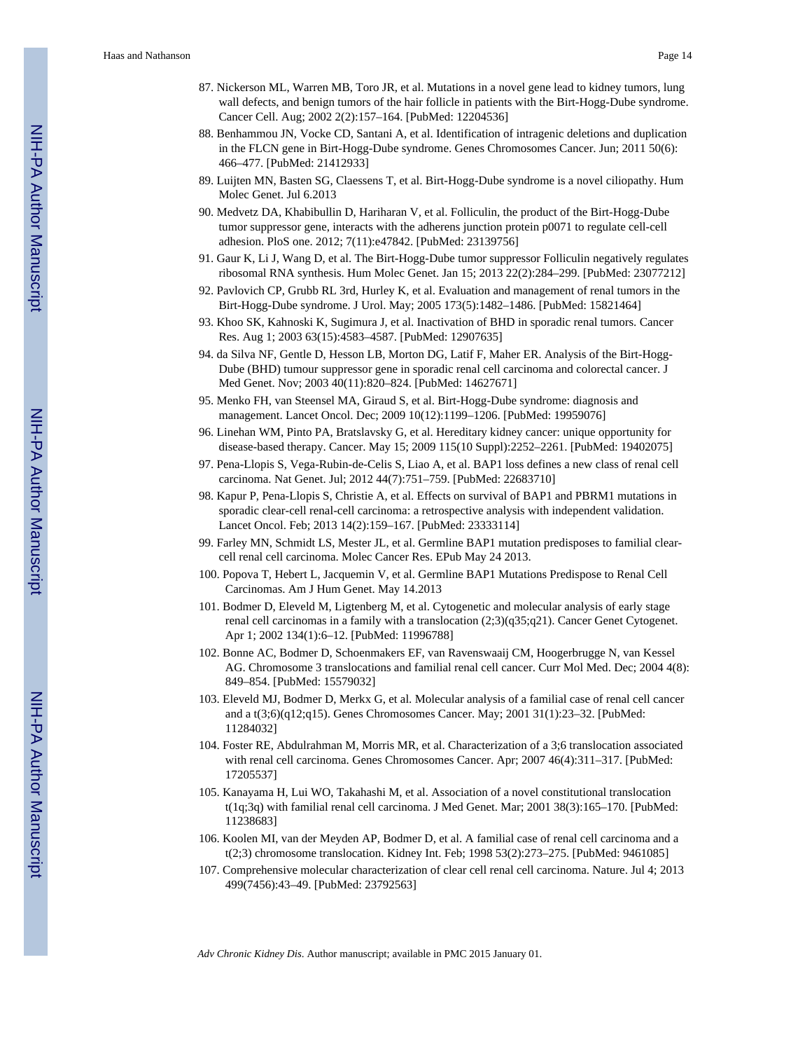87. Nickerson ML, Warren MB, Toro JR, et al. Mutations in a novel gene lead to kidney tumors, lung wall defects, and benign tumors of the hair follicle in patients with the Birt-Hogg-Dube syndrome. Cancer Cell. Aug; 2002 2(2):157–164. [PubMed: 12204536]
88. Benhammou JN, Vocke CD, Santani A, et al. Identification of intragenic deletions and duplication in the FLCN gene in Birt-Hogg-Dube syndrome. Genes Chromosomes Cancer. Jun; 2011 50(6): 466–477. [PubMed: 21412933]
89. Luijten MN, Basten SG, Claessens T, et al. Birt-Hogg-Dube syndrome is a novel ciliopathy. Hum Molec Genet. Jul 6.2013
90. Medvetz DA, Khabibullin D, Hariharan V, et al. Folliculin, the product of the Birt-Hogg-Dube tumor suppressor gene, interacts with the adherens junction protein p0071 to regulate cell-cell adhesion. PloS one. 2012; 7(11):e47842. [PubMed: 23139756]
91. Gaur K, Li J, Wang D, et al. The Birt-Hogg-Dube tumor suppressor Folliculin negatively regulates ribosomal RNA synthesis. Hum Molec Genet. Jan 15; 2013 22(2):284–299. [PubMed: 23077212]
92. Pavlovich CP, Grubb RL 3rd, Hurley K, et al. Evaluation and management of renal tumors in the Birt-Hogg-Dube syndrome. J Urol. May; 2005 173(5):1482–1486. [PubMed: 15821464]
93. Khoo SK, Kahnoski K, Sugimura J, et al. Inactivation of BHD in sporadic renal tumors. Cancer Res. Aug 1; 2003 63(15):4583–4587. [PubMed: 12907635]
94. da Silva NF, Gentle D, Hesson LB, Morton DG, Latif F, Maher ER. Analysis of the Birt-Hogg-Dube (BHD) tumour suppressor gene in sporadic renal cell carcinoma and colorectal cancer. J Med Genet. Nov; 2003 40(11):820–824. [PubMed: 14627671]
95. Menko FH, van Steensel MA, Giraud S, et al. Birt-Hogg-Dube syndrome: diagnosis and management. Lancet Oncol. Dec; 2009 10(12):1199–1206. [PubMed: 19959076]
96. Linehan WM, Pinto PA, Bratslavsky G, et al. Hereditary kidney cancer: unique opportunity for disease-based therapy. Cancer. May 15; 2009 115(10 Suppl):2252–2261. [PubMed: 19402075]
97. Pena-Llopis S, Vega-Rubin-de-Celis S, Liao A, et al. BAP1 loss defines a new class of renal cell carcinoma. Nat Genet. Jul; 2012 44(7):751–759. [PubMed: 22683710]
98. Kapur P, Pena-Llopis S, Christie A, et al. Effects on survival of BAP1 and PBRM1 mutations in sporadic clear-cell renal-cell carcinoma: a retrospective analysis with independent validation. Lancet Oncol. Feb; 2013 14(2):159–167. [PubMed: 23333114]
99. Farley MN, Schmidt LS, Mester JL, et al. Germline BAP1 mutation predisposes to familial clear-cell renal cell carcinoma. Molec Cancer Res. EPub May 24 2013.
100. Popova T, Hebert L, Jacquemin V, et al. Germline BAP1 Mutations Predispose to Renal Cell Carcinomas. Am J Hum Genet. May 14.2013
101. Bodmer D, Eleveld M, Ligtenberg M, et al. Cytogenetic and molecular analysis of early stage renal cell carcinomas in a family with a translocation (2;3)(q35;q21). Cancer Genet Cytogenet. Apr 1; 2002 134(1):6–12. [PubMed: 11996788]
102. Bonne AC, Bodmer D, Schoenmakers EF, van Ravenswaaij CM, Hoogerbrugge N, van Kessel AG. Chromosome 3 translocations and familial renal cell cancer. Curr Mol Med. Dec; 2004 4(8): 849–854. [PubMed: 15579032]
103. Eleveld MJ, Bodmer D, Merkx G, et al. Molecular analysis of a familial case of renal cell cancer and a t(3;6)(q12;q15). Genes Chromosomes Cancer. May; 2001 31(1):23–32. [PubMed: 11284032]
104. Foster RE, Abdulrahman M, Morris MR, et al. Characterization of a 3;6 translocation associated with renal cell carcinoma. Genes Chromosomes Cancer. Apr; 2007 46(4):311–317. [PubMed: 17205537]
105. Kanayama H, Lui WO, Takahashi M, et al. Association of a novel constitutional translocation t(1q;3q) with familial renal cell carcinoma. J Med Genet. Mar; 2001 38(3):165–170. [PubMed: 11238683]
106. Koolen MI, van der Meyden AP, Bodmer D, et al. A familial case of renal cell carcinoma and a t(2;3) chromosome translocation. Kidney Int. Feb; 1998 53(2):273–275. [PubMed: 9461085]
107. Comprehensive molecular characterization of clear cell renal cell carcinoma. Nature. Jul 4; 2013 499(7456):43–49. [PubMed: 23792563]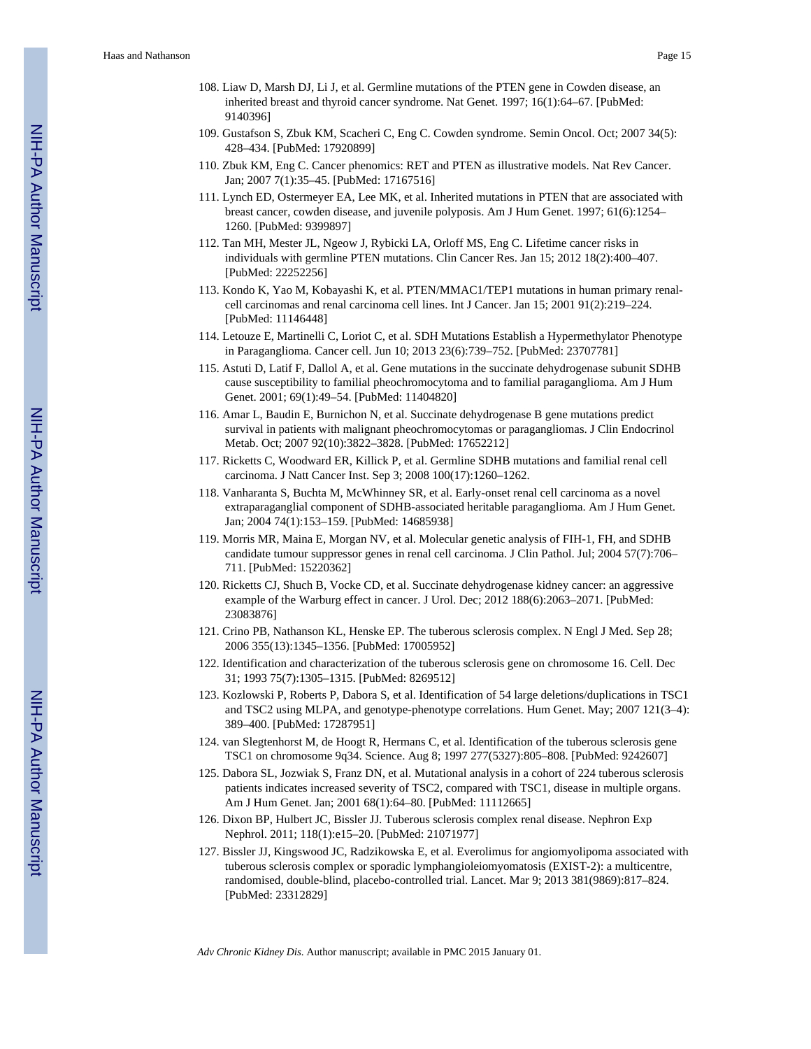108. Liaw D, Marsh DJ, Li J, et al. Germline mutations of the PTEN gene in Cowden disease, an inherited breast and thyroid cancer syndrome. Nat Genet. 1997; 16(1):64–67. [PubMed: 9140396]

109. Gustafson S, Zbuk KM, Scacheri C, Eng C. Cowden syndrome. Semin Oncol. Oct; 2007 34(5): 428–434. [PubMed: 17920899]

110. Zbuk KM, Eng C. Cancer phenomics: RET and PTEN as illustrative models. Nat Rev Cancer. Jan; 2007 7(1):35–45. [PubMed: 17167516]

111. Lynch ED, Ostermeyer EA, Lee MK, et al. Inherited mutations in PTEN that are associated with breast cancer, cowden disease, and juvenile polyposis. Am J Hum Genet. 1997; 61(6):1254–1260. [PubMed: 9399897]

112. Tan MH, Mester JL, Ngeow J, Rybicki LA, Orloff MS, Eng C. Lifetime cancer risks in individuals with germline PTEN mutations. Clin Cancer Res. Jan 15; 2012 18(2):400–407. [PubMed: 22252256]

113. Kondo K, Yao M, Kobayashi K, et al. PTEN/MMAC1/TEP1 mutations in human primary renal-cell carcinomas and renal carcinoma cell lines. Int J Cancer. Jan 15; 2001 91(2):219–224. [PubMed: 11146448]

114. Letouze E, Martinelli C, Loriot C, et al. SDH Mutations Establish a Hypermethylator Phenotype in Paraganglioma. Cancer cell. Jun 10; 2013 23(6):739–752. [PubMed: 23707781]

115. Astuti D, Latif F, Dallol A, et al. Gene mutations in the succinate dehydrogenase subunit SDHB cause susceptibility to familial pheochromocytoma and to familial paraganglioma. Am J Hum Genet. 2001; 69(1):49–54. [PubMed: 11404820]

116. Amar L, Baudin E, Burnichon N, et al. Succinate dehydrogenase B gene mutations predict survival in patients with malignant pheochromocytomas or paragangliomas. J Clin Endocrinol Metab. Oct; 2007 92(10):3822–3828. [PubMed: 17652212]

117. Ricketts C, Woodward ER, Killick P, et al. Germline SDHB mutations and familial renal cell carcinoma. J Natt Cancer Inst. Sep 3; 2008 100(17):1260–1262.

118. Vanharanta S, Buchta M, McWhinney SR, et al. Early-onset renal cell carcinoma as a novel extraparaganglial component of SDHB-associated heritable paraganglioma. Am J Hum Genet. Jan; 2004 74(1):153–159. [PubMed: 14685938]

119. Morris MR, Maina E, Morgan NV, et al. Molecular genetic analysis of FIH-1, FH, and SDHB candidate tumour suppressor genes in renal cell carcinoma. J Clin Pathol. Jul; 2004 57(7):706–711. [PubMed: 15220362]

120. Ricketts CJ, Shuch B, Vocke CD, et al. Succinate dehydrogenase kidney cancer: an aggressive example of the Warburg effect in cancer. J Urol. Dec; 2012 188(6):2063–2071. [PubMed: 23083876]

121. Crino PB, Nathanson KL, Henske EP. The tuberous sclerosis complex. N Engl J Med. Sep 28; 2006 355(13):1345–1356. [PubMed: 17005952]

122. Identification and characterization of the tuberous sclerosis gene on chromosome 16. Cell. Dec 31; 1993 75(7):1305–1315. [PubMed: 8269512]

123. Kozlowski P, Roberts P, Dabora S, et al. Identification of 54 large deletions/duplications in TSC1 and TSC2 using MLPA, and genotype-phenotype correlations. Hum Genet. May; 2007 121(3–4): 389–400. [PubMed: 17287951]

124. van Slegtenhorst M, de Hoogt R, Hermans C, et al. Identification of the tuberous sclerosis gene TSC1 on chromosome 9q34. Science. Aug 8; 1997 277(5327):805–808. [PubMed: 9242607]

125. Dabora SL, Jozwiak S, Franz DN, et al. Mutational analysis in a cohort of 224 tuberous sclerosis patients indicates increased severity of TSC2, compared with TSC1, disease in multiple organs. Am J Hum Genet. Jan; 2001 68(1):64–80. [PubMed: 11112665]

126. Dixon BP, Hulbert JC, Bissler JJ. Tuberous sclerosis complex renal disease. Nephron Exp Nephrol. 2011; 118(1):e15–20. [PubMed: 21071977]

127. Bissler JJ, Kingswood JC, Radzikowska E, et al. Everolimus for angiomyolipoma associated with tuberous sclerosis complex or sporadic lymphangioleiomyomatosis (EXIST-2): a multicentre, randomised, double-blind, placebo-controlled trial. Lancet. Mar 9; 2013 381(9869):817–824. [PubMed: 23312829]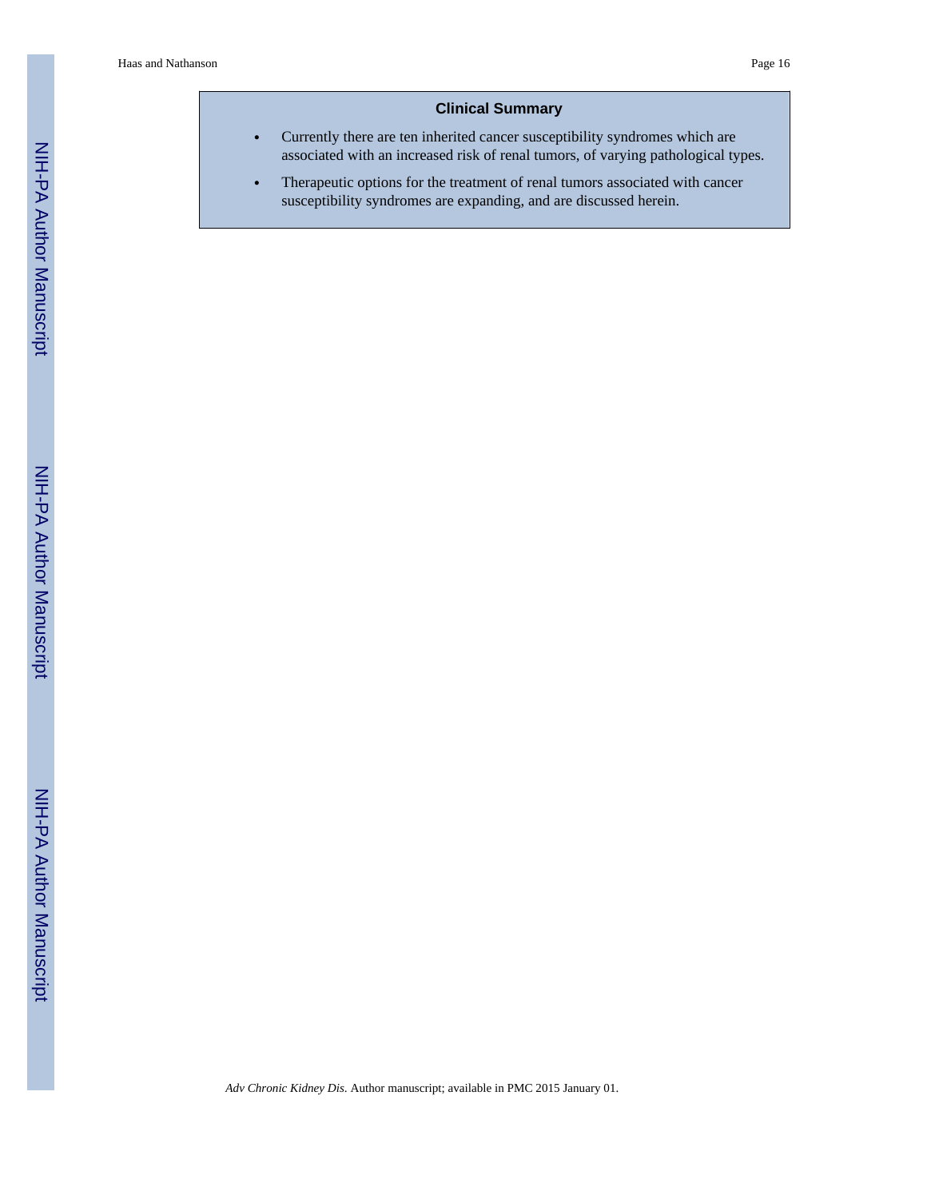## Clinical Summary

- Currently there are ten inherited cancer susceptibility syndromes which are associated with an increased risk of renal tumors, of varying pathological types.
- Therapeutic options for the treatment of renal tumors associated with cancer susceptibility syndromes are expanding, and are discussed herein.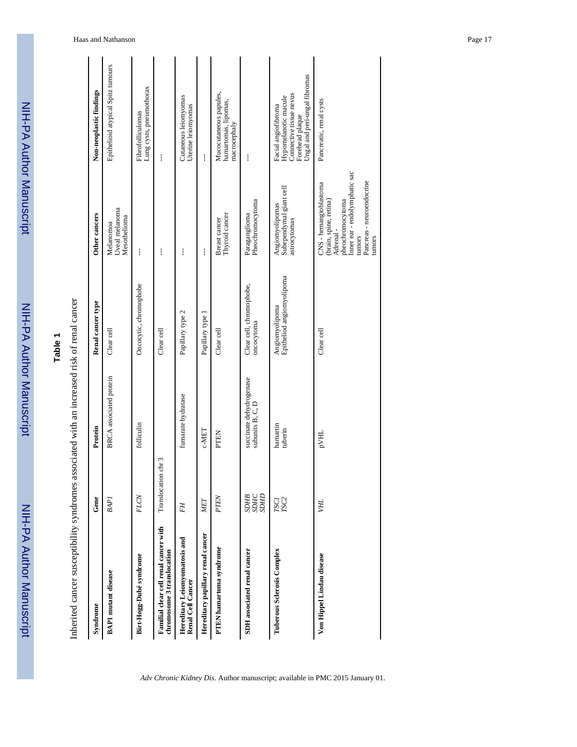**Table 1**

Inherited cancer susceptibility syndromes associated with an increased risk of renal cancer

| Syndrome | Gene | Protein | Renal cancer type | Other cancers | Non-neoplastic findings |
| --- | --- | --- | --- | --- | --- |
| **BAP1 mutant disease** | *BAP1* | BRCA associated protein | Clear cell | Melanomoa<br>Uveal melanoma<br>Mesothelioma | Epithelioid atypical Spitz tumours |
| **Birt-Hogg-Dubé syndrome** | *FLCN* | folliculin | Oncocytic, chromophobe | --- | Fibrofolliculomas<br>Lung cysts, pneumothorax |
| **Familial clear cell renal cancer with chromosome 3 translocation** | Translocation chr 3 | | Clear cell | --- | --- |
| **Hereditary Leiomyomatosis and Renal Cell Cancer** | *FH* | fumarate hydratase | Papillary type 2 | --- | Cutaneous leiomyomas<br>Uterine leiomyomas |
| **Hereditary papillary renal cancer** | *MET* | c-MET | Papillary type 1 | --- | --- |
| **PTEN hamartoma syndrome** | *PTEN* | PTEN | Clear cell | Breast cancer<br>Thyroid cancer | Mucocutaneous papules, hamartomas, lipomas, macrocephaly |
| **SDH associated renal cancer** | *SDHB*<br>*SDHC*<br>*SDHD* | succinate dehydrogenase subunits B, C, D | Clear cell, chromophobe, oncocytoma | Paraganglioma<br>Pheochromocytoma | --- |
| **Tuberous Sclerosis Complex** | *TSC1*<br>*TSC2* | hamartin<br>tuberin | Angiomyolipoma<br>Epitheliod angiomyolipoma | Angiomyolipomas<br>Subependymal giant cell astrocytomas | Facial angiofibroma<br>Hypomelanotic macule<br>Connective tissue nevus<br>Forehead plaque<br>Ungal and peri-ungal fibromas |
| **Von Hippel Lindau disease** | *VHL* | pVHL | Clear cell | CNS - hemangioblastoma (brain, spine, retina)<br>Adrenal - pheochromocytoma<br>Inner ear - endolymphatic sac tumors<br>Pancreas - neuroendocrine tumors | Pancreatic, renal cysts |